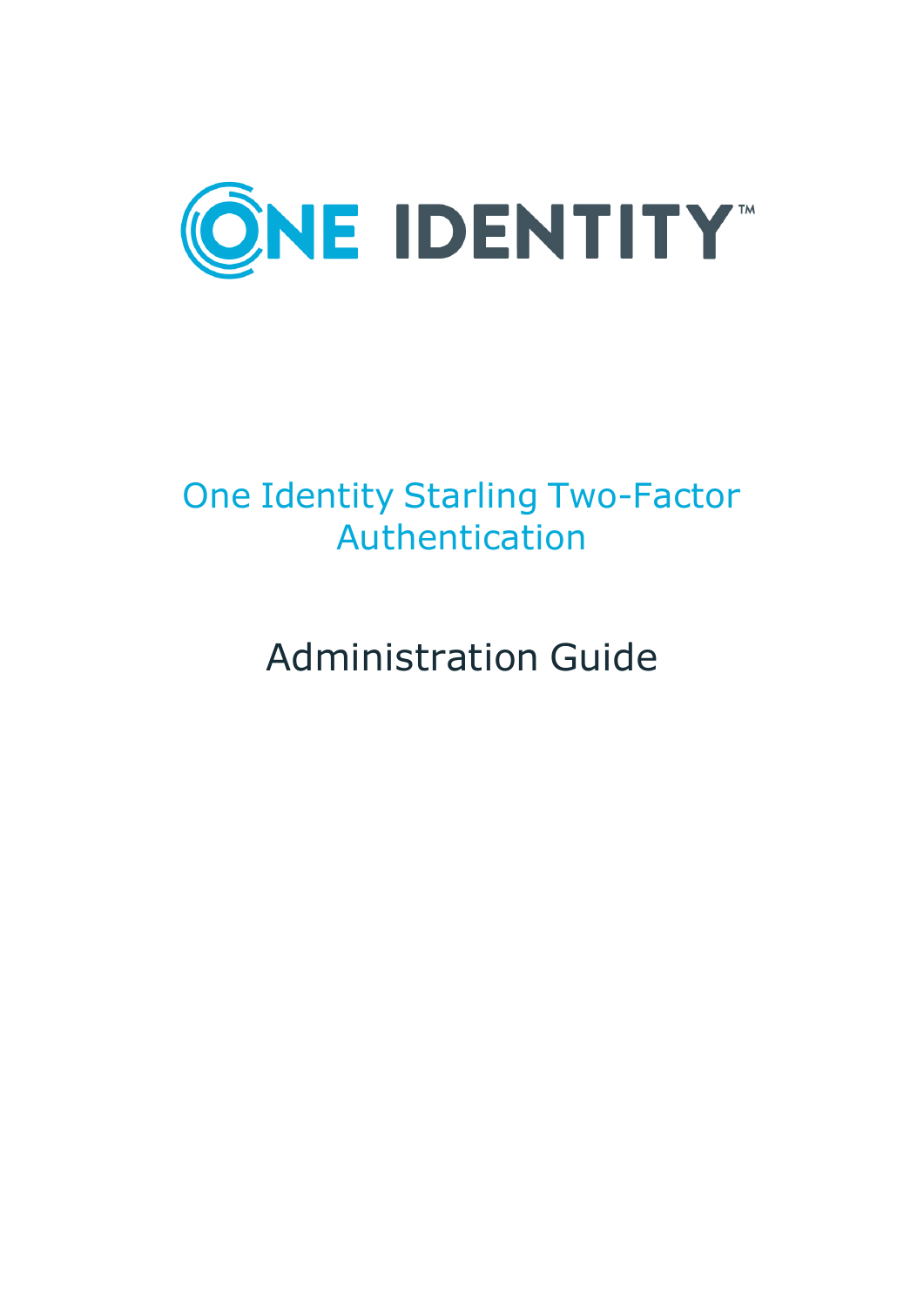# ONE IDENTITY™

# One Identity Starling Two-Factor Authentication

## Administration Guide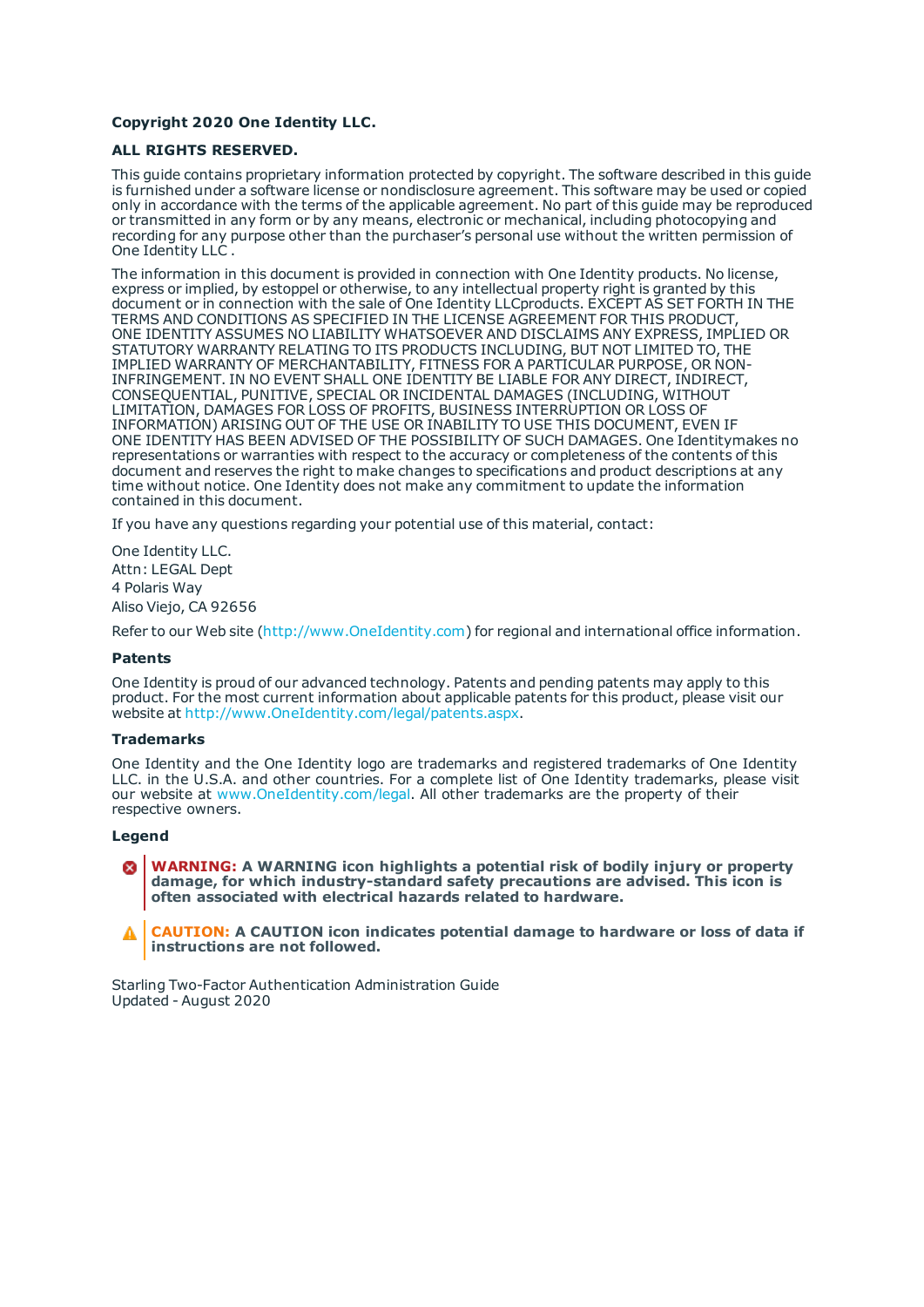**Copyright 2020 One Identity LLC.**

**ALL RIGHTS RESERVED.**

This guide contains proprietary information protected by copyright. The software described in this guide is furnished under a software license or nondisclosure agreement. This software may be used or copied only in accordance with the terms of the applicable agreement. No part of this guide may be reproduced or transmitted in any form or by any means, electronic or mechanical, including photocopying and recording for any purpose other than the purchaser's personal use without the written permission of One Identity LLC .

The information in this document is provided in connection with One Identity products. No license, express or implied, by estoppel or otherwise, to any intellectual property right is granted by this document or in connection with the sale of One Identity LLCproducts. EXCEPT AS SET FORTH IN THE TERMS AND CONDITIONS AS SPECIFIED IN THE LICENSE AGREEMENT FOR THIS PRODUCT, ONE IDENTITY ASSUMES NO LIABILITY WHATSOEVER AND DISCLAIMS ANY EXPRESS, IMPLIED OR STATUTORY WARRANTY RELATING TO ITS PRODUCTS INCLUDING, BUT NOT LIMITED TO, THE IMPLIED WARRANTY OF MERCHANTABILITY, FITNESS FOR A PARTICULAR PURPOSE, OR NON-INFRINGEMENT. IN NO EVENT SHALL ONE IDENTITY BE LIABLE FOR ANY DIRECT, INDIRECT, CONSEQUENTIAL, PUNITIVE, SPECIAL OR INCIDENTAL DAMAGES (INCLUDING, WITHOUT LIMITATION, DAMAGES FOR LOSS OF PROFITS, BUSINESS INTERRUPTION OR LOSS OF INFORMATION) ARISING OUT OF THE USE OR INABILITY TO USE THIS DOCUMENT, EVEN IF ONE IDENTITY HAS BEEN ADVISED OF THE POSSIBILITY OF SUCH DAMAGES. One Identitymakes no representations or warranties with respect to the accuracy or completeness of the contents of this document and reserves the right to make changes to specifications and product descriptions at any time without notice. One Identity does not make any commitment to update the information contained in this document.

If you have any questions regarding your potential use of this material, contact:

One Identity LLC.  
Attn: LEGAL Dept  
4 Polaris Way  
Aliso Viejo, CA 92656

Refer to our Web site (http://www.OneIdentity.com) for regional and international office information.

### Patents

One Identity is proud of our advanced technology. Patents and pending patents may apply to this product. For the most current information about applicable patents for this product, please visit our website at http://www.OneIdentity.com/legal/patents.aspx.

### Trademarks

One Identity and the One Identity logo are trademarks and registered trademarks of One Identity LLC. in the U.S.A. and other countries. For a complete list of One Identity trademarks, please visit our website at www.OneIdentity.com/legal. All other trademarks are the property of their respective owners.

### Legend

**WARNING: A WARNING icon highlights a potential risk of bodily injury or property damage, for which industry-standard safety precautions are advised. This icon is often associated with electrical hazards related to hardware.**

**CAUTION: A CAUTION icon indicates potential damage to hardware or loss of data if instructions are not followed.**

Starling Two-Factor Authentication Administration Guide  
Updated - August 2020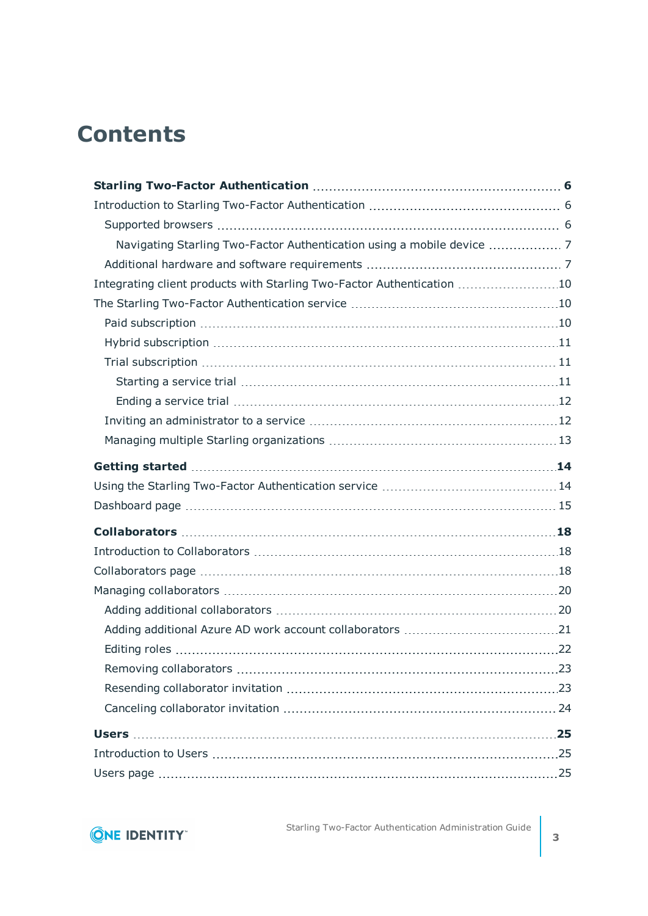# Contents

**Starting Two-Factor Authentication** 6

- Introduction to Starling Two-Factor Authentication 6
  - Supported browsers 6
    - Navigating Starling Two-Factor Authentication using a mobile device 7
  - Additional hardware and software requirements 7
- Integrating client products with Starling Two-Factor Authentication 10
- The Starling Two-Factor Authentication service 10
  - Paid subscription 10
  - Hybrid subscription 11
  - Trial subscription 11
    - Starting a service trial 11
    - Ending a service trial 12
  - Inviting an administrator to a service 12
  - Managing multiple Starling organizations 13

**Getting started** 14

- Using the Starling Two-Factor Authentication service 14
- Dashboard page 15

**Collaborators** 18

- Introduction to Collaborators 18
- Collaborators page 18
- Managing collaborators 20
  - Adding additional collaborators 20
  - Adding additional Azure AD work account collaborators 21
  - Editing roles 22
  - Removing collaborators 23
  - Resending collaborator invitation 23
  - Canceling collaborator invitation 24

**Users** 25

- Introduction to Users 25
- Users page 25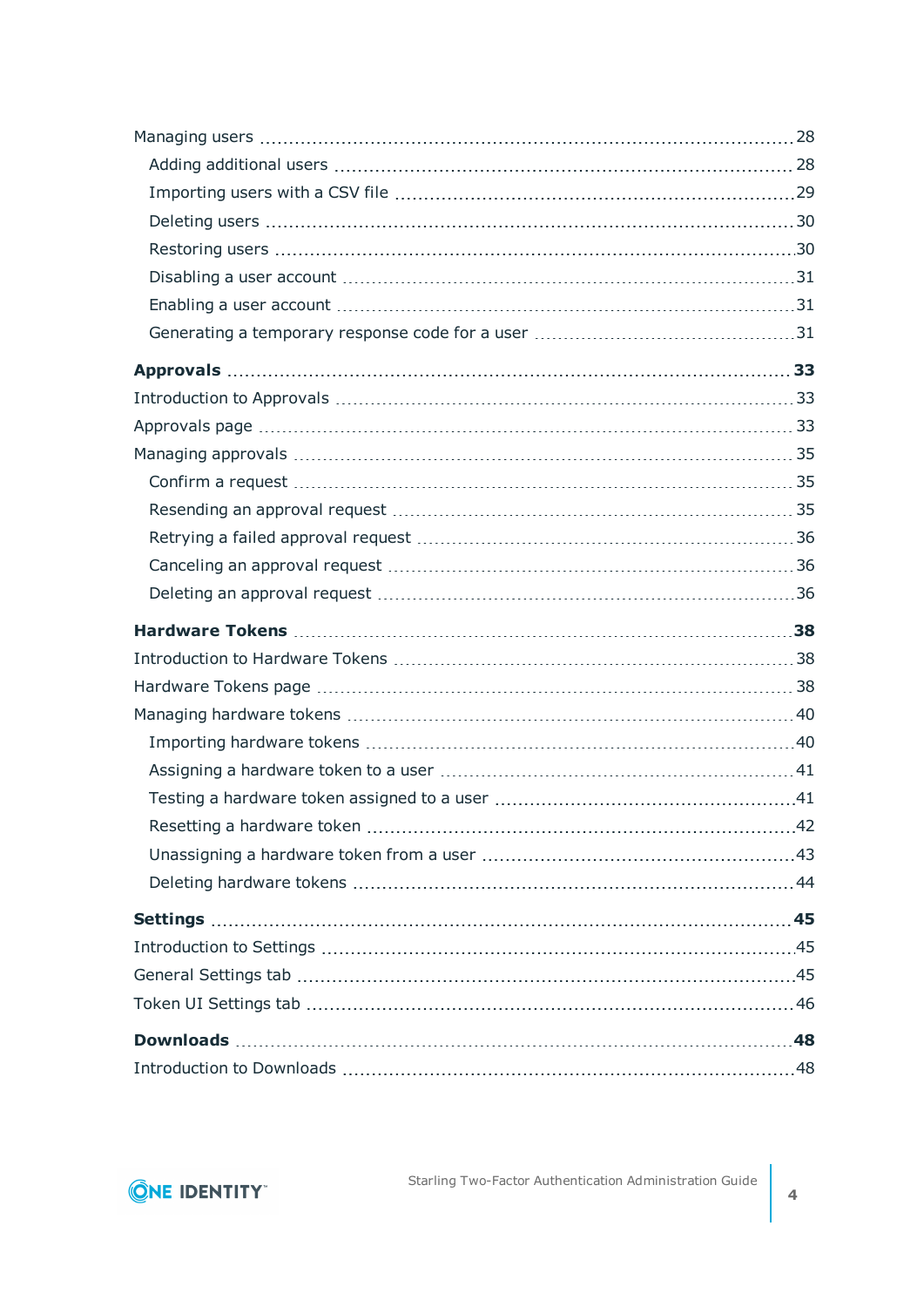- Managing users ... 28
  - Adding additional users ... 28
  - Importing users with a CSV file ... 29
  - Deleting users ... 30
  - Restoring users ... 30
  - Disabling a user account ... 31
  - Enabling a user account ... 31
  - Generating a temporary response code for a user ... 31

**Approvals ... 33**

- Introduction to Approvals ... 33
- Approvals page ... 33
- Managing approvals ... 35
  - Confirm a request ... 35
  - Resending an approval request ... 35
  - Retrying a failed approval request ... 36
  - Canceling an approval request ... 36
  - Deleting an approval request ... 36

**Hardware Tokens ... 38**

- Introduction to Hardware Tokens ... 38
- Hardware Tokens page ... 38
- Managing hardware tokens ... 40
  - Importing hardware tokens ... 40
  - Assigning a hardware token to a user ... 41
  - Testing a hardware token assigned to a user ... 41
  - Resetting a hardware token ... 42
  - Unassigning a hardware token from a user ... 43
  - Deleting hardware tokens ... 44

**Settings ... 45**

- Introduction to Settings ... 45
- General Settings tab ... 45
- Token UI Settings tab ... 46

**Downloads ... 48**

- Introduction to Downloads ... 48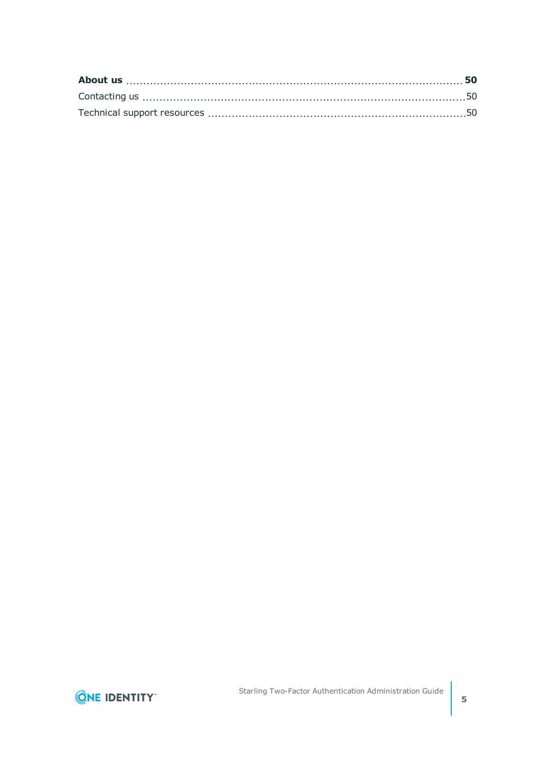**About us** 50

Contacting us 50

Technical support resources 50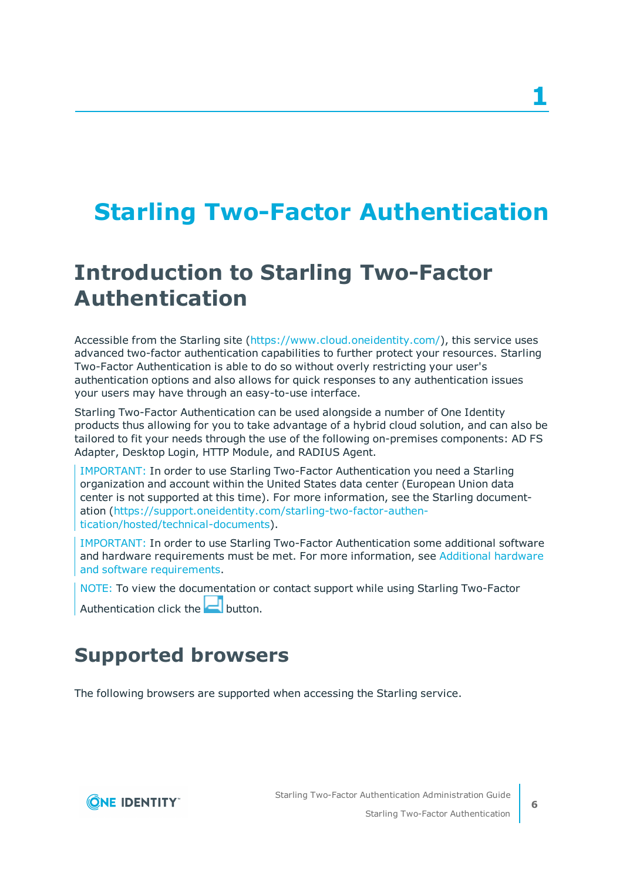# 1

# Starling Two-Factor Authentication

## Introduction to Starling Two-Factor Authentication

Accessible from the Starling site (https://www.cloud.oneidentity.com/), this service uses advanced two-factor authentication capabilities to further protect your resources. Starling Two-Factor Authentication is able to do so without overly restricting your user's authentication options and also allows for quick responses to any authentication issues your users may have through an easy-to-use interface.

Starling Two-Factor Authentication can be used alongside a number of One Identity products thus allowing for you to take advantage of a hybrid cloud solution, and can also be tailored to fit your needs through the use of the following on-premises components: AD FS Adapter, Desktop Login, HTTP Module, and RADIUS Agent.

> IMPORTANT: In order to use Starling Two-Factor Authentication you need a Starling organization and account within the United States data center (European Union data center is not supported at this time). For more information, see the Starling documentation (https://support.oneidentity.com/starling-two-factor-authentication/hosted/technical-documents).

> IMPORTANT: In order to use Starling Two-Factor Authentication some additional software and hardware requirements must be met. For more information, see Additional hardware and software requirements.

> NOTE: To view the documentation or contact support while using Starling Two-Factor Authentication click the button.

## Supported browsers

The following browsers are supported when accessing the Starling service.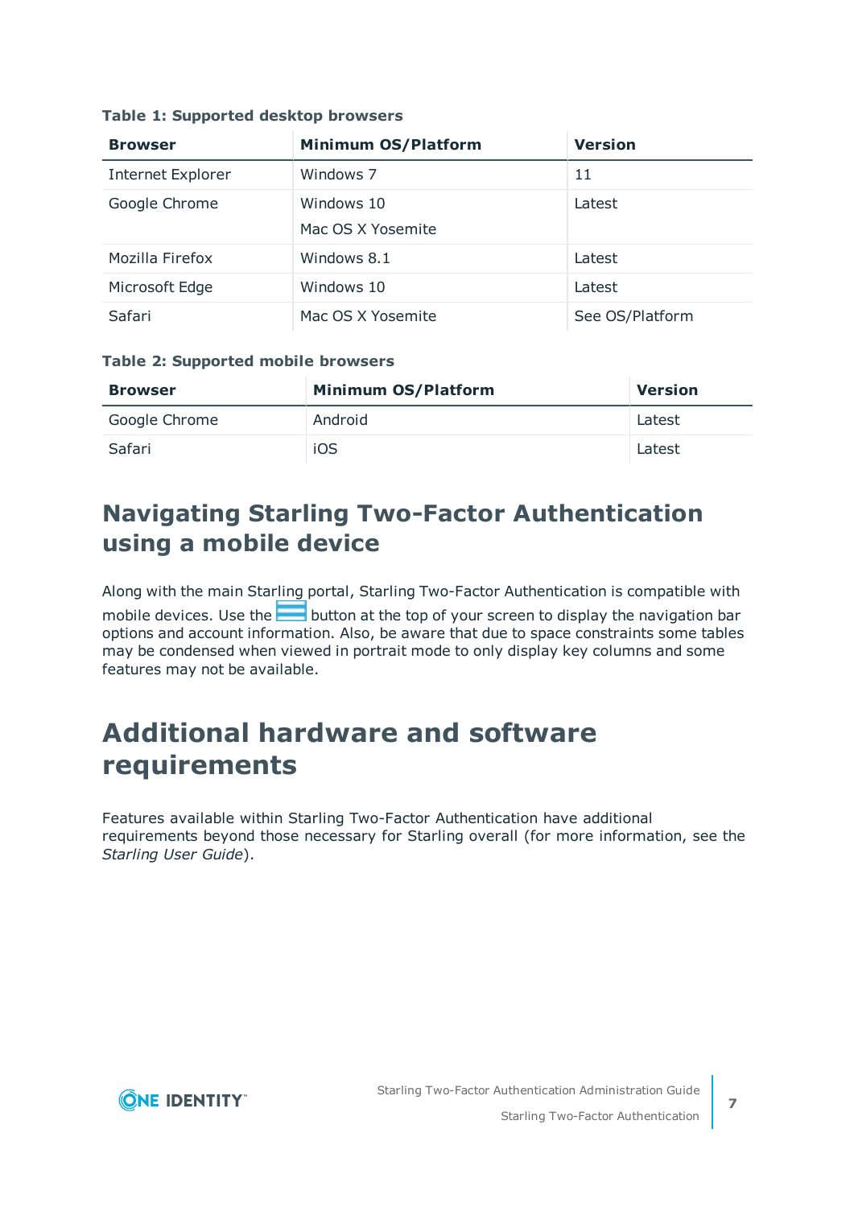**Table 1: Supported desktop browsers**

| Browser | Minimum OS/Platform | Version |
| --- | --- | --- |
| Internet Explorer | Windows 7 | 11 |
| Google Chrome | Windows 10<br>Mac OS X Yosemite | Latest |
| Mozilla Firefox | Windows 8.1 | Latest |
| Microsoft Edge | Windows 10 | Latest |
| Safari | Mac OS X Yosemite | See OS/Platform |

**Table 2: Supported mobile browsers**

| Browser | Minimum OS/Platform | Version |
| --- | --- | --- |
| Google Chrome | Android | Latest |
| Safari | iOS | Latest |

# Navigating Starling Two-Factor Authentication using a mobile device

Along with the main Starling portal, Starling Two-Factor Authentication is compatible with mobile devices. Use the button at the top of your screen to display the navigation bar options and account information. Also, be aware that due to space constraints some tables may be condensed when viewed in portrait mode to only display key columns and some features may not be available.

# Additional hardware and software requirements

Features available within Starling Two-Factor Authentication have additional requirements beyond those necessary for Starling overall (for more information, see the *Starling User Guide*).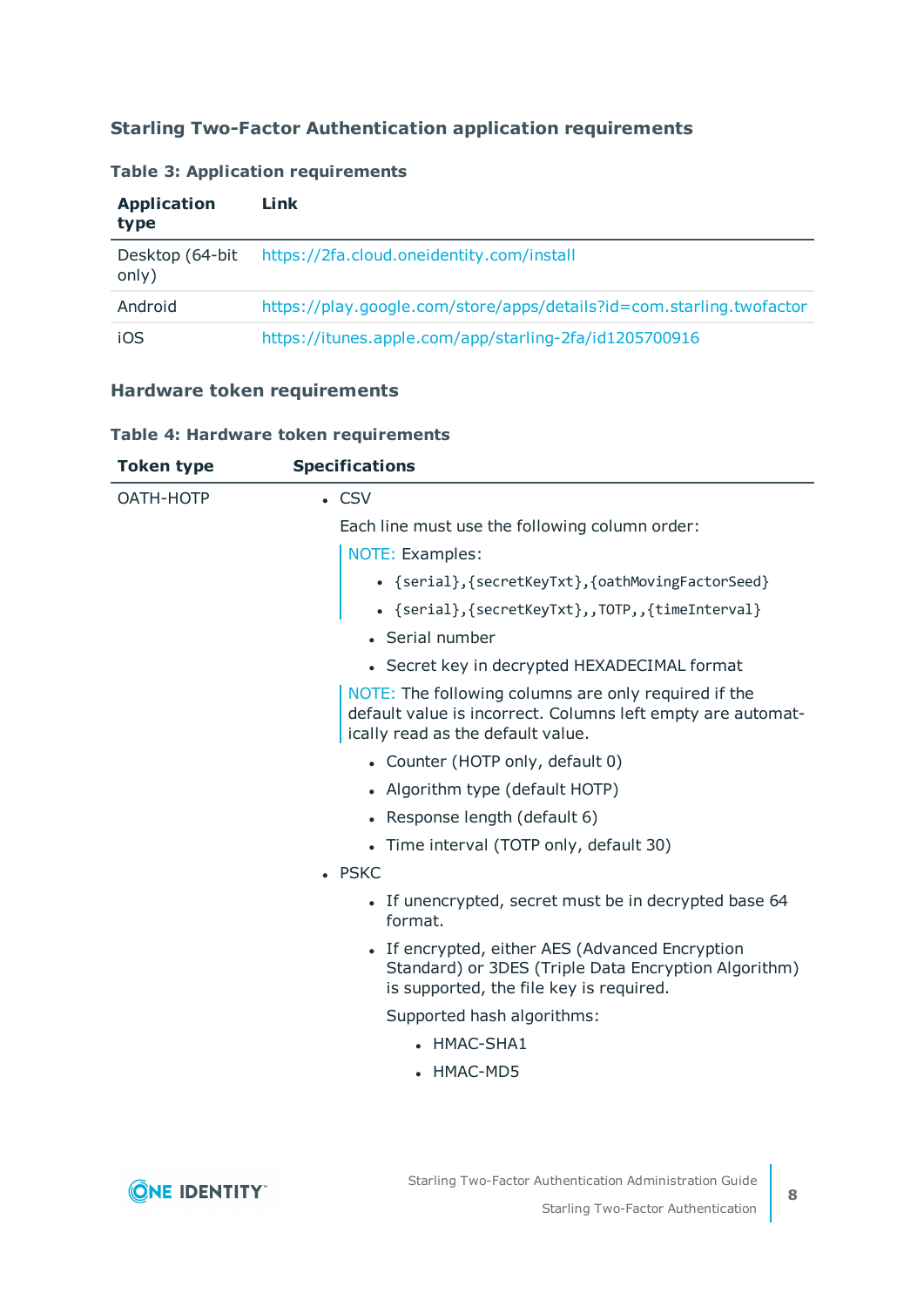### Starling Two-Factor Authentication application requirements

**Table 3: Application requirements**

| Application type | Link |
|---|---|
| Desktop (64-bit only) | https://2fa.cloud.oneidentity.com/install |
| Android | https://play.google.com/store/apps/details?id=com.starling.twofactor |
| iOS | https://itunes.apple.com/app/starling-2fa/id1205700916 |

### Hardware token requirements

**Table 4: Hardware token requirements**

| Token type | Specifications |
|---|---|
| OATH-HOTP | • CSV<br>Each line must use the following column order:<br>NOTE: Examples:<br>• `{serial},{secretKeyTxt},{oathMovingFactorSeed}`<br>• `{serial},{secretKeyTxt},,TOTP,,{timeInterval}`<br>• Serial number<br>• Secret key in decrypted HEXADECIMAL format<br>NOTE: The following columns are only required if the default value is incorrect. Columns left empty are automatically read as the default value.<br>• Counter (HOTP only, default 0)<br>• Algorithm type (default HOTP)<br>• Response length (default 6)<br>• Time interval (TOTP only, default 30)<br>• PSKC<br>• If unencrypted, secret must be in decrypted base 64 format.<br>• If encrypted, either AES (Advanced Encryption Standard) or 3DES (Triple Data Encryption Algorithm) is supported, the file key is required.<br>Supported hash algorithms:<br>• HMAC-SHA1<br>• HMAC-MD5 |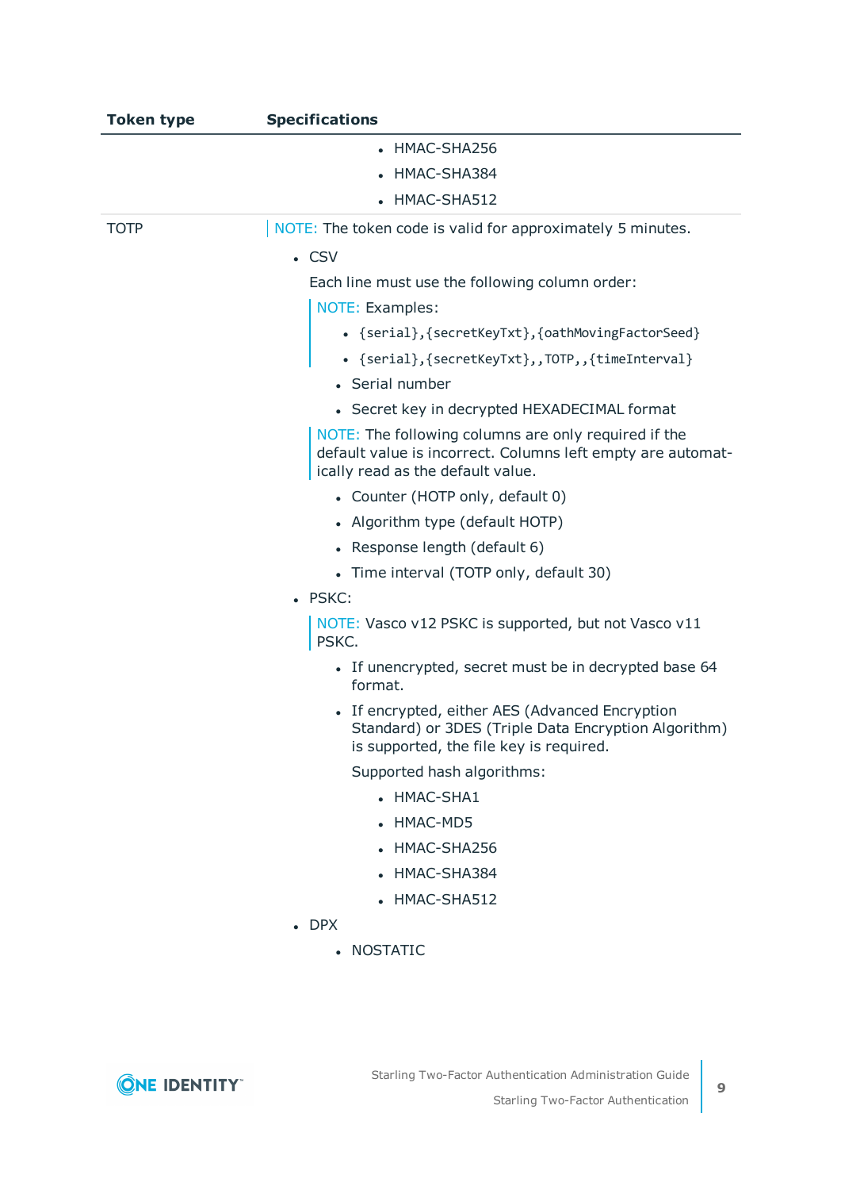| Token type | Specifications |
|---|---|
| | <ul><li>HMAC-SHA256</li><li>HMAC-SHA384</li><li>HMAC-SHA512</li></ul> |
| TOTP | NOTE: The token code is valid for approximately 5 minutes.<ul><li>CSV<br>Each line must use the following column order:<br>NOTE: Examples:<ul><li>`{serial},{secretKeyTxt},{oathMovingFactorSeed}`</li><li>`{serial},{secretKeyTxt},,TOTP,,{timeInterval}`</li></ul><ul><li>Serial number</li><li>Secret key in decrypted HEXADECIMAL format</li></ul>NOTE: The following columns are only required if the default value is incorrect. Columns left empty are automatically read as the default value.<ul><li>Counter (HOTP only, default 0)</li><li>Algorithm type (default HOTP)</li><li>Response length (default 6)</li><li>Time interval (TOTP only, default 30)</li></ul></li><li>PSKC:<br>NOTE: Vasco v12 PSKC is supported, but not Vasco v11 PSKC.<ul><li>If unencrypted, secret must be in decrypted base 64 format.</li><li>If encrypted, either AES (Advanced Encryption Standard) or 3DES (Triple Data Encryption Algorithm) is supported, the file key is required.<br>Supported hash algorithms:<ul><li>HMAC-SHA1</li><li>HMAC-MD5</li><li>HMAC-SHA256</li><li>HMAC-SHA384</li><li>HMAC-SHA512</li></ul></li></ul></li><li>DPX<ul><li>NOSTATIC</li></ul></li></ul> |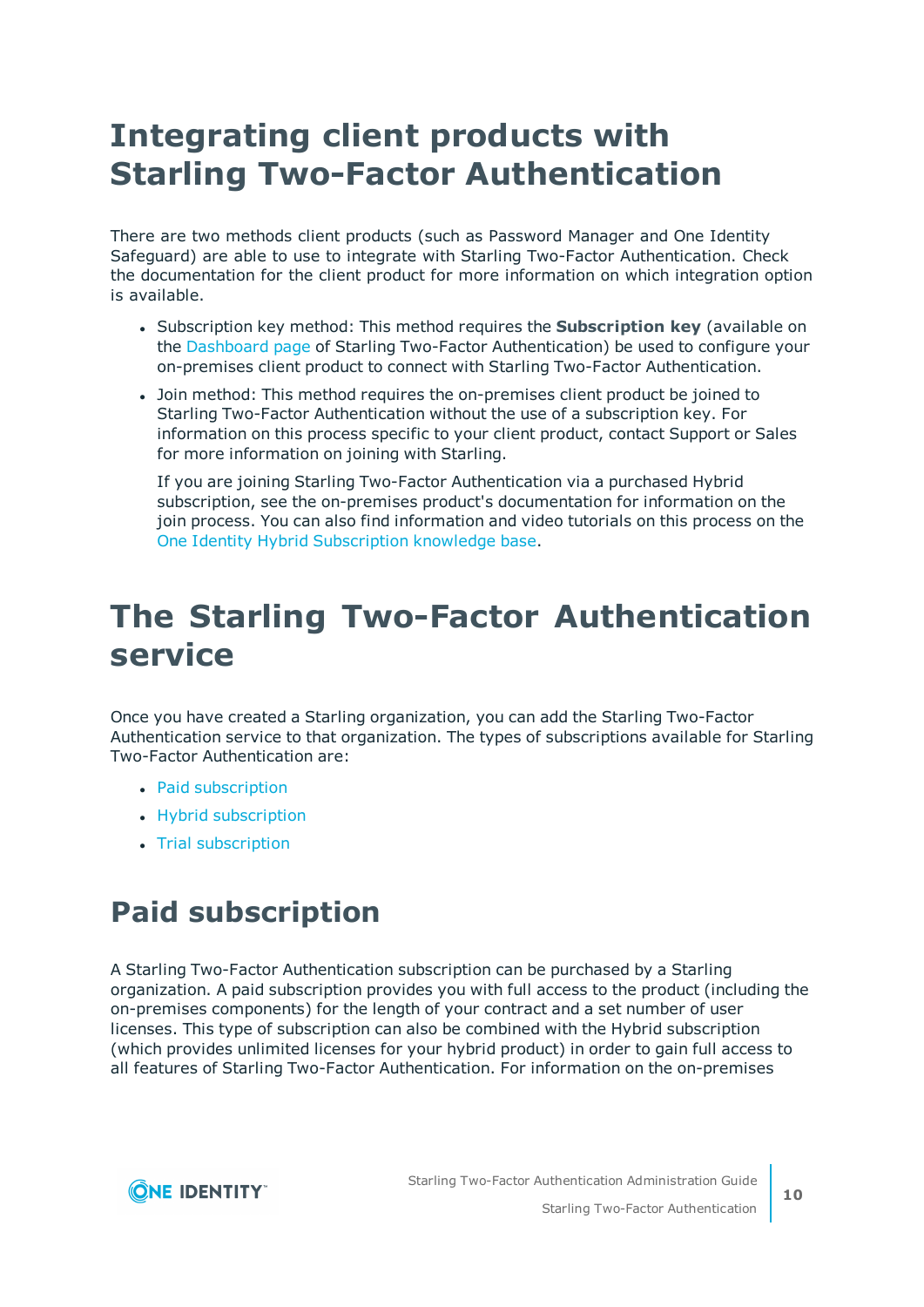# Integrating client products with Starling Two-Factor Authentication

There are two methods client products (such as Password Manager and One Identity Safeguard) are able to use to integrate with Starling Two-Factor Authentication. Check the documentation for the client product for more information on which integration option is available.

- Subscription key method: This method requires the **Subscription key** (available on the Dashboard page of Starling Two-Factor Authentication) be used to configure your on-premises client product to connect with Starling Two-Factor Authentication.
- Join method: This method requires the on-premises client product be joined to Starling Two-Factor Authentication without the use of a subscription key. For information on this process specific to your client product, contact Support or Sales for more information on joining with Starling.

  If you are joining Starling Two-Factor Authentication via a purchased Hybrid subscription, see the on-premises product's documentation for information on the join process. You can also find information and video tutorials on this process on the One Identity Hybrid Subscription knowledge base.

# The Starling Two-Factor Authentication service

Once you have created a Starling organization, you can add the Starling Two-Factor Authentication service to that organization. The types of subscriptions available for Starling Two-Factor Authentication are:

- Paid subscription
- Hybrid subscription
- Trial subscription

## Paid subscription

A Starling Two-Factor Authentication subscription can be purchased by a Starling organization. A paid subscription provides you with full access to the product (including the on-premises components) for the length of your contract and a set number of user licenses. This type of subscription can also be combined with the Hybrid subscription (which provides unlimited licenses for your hybrid product) in order to gain full access to all features of Starling Two-Factor Authentication. For information on the on-premises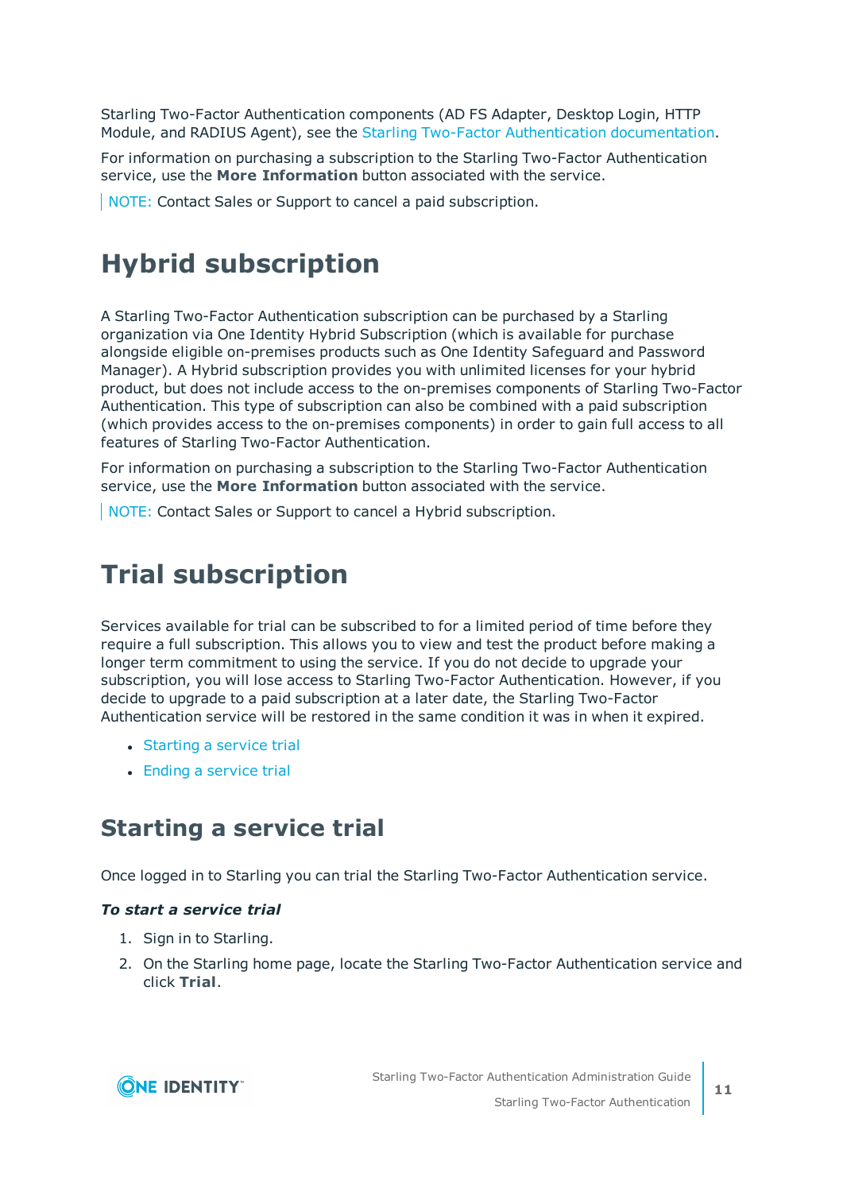Starling Two-Factor Authentication components (AD FS Adapter, Desktop Login, HTTP Module, and RADIUS Agent), see the Starling Two-Factor Authentication documentation.

For information on purchasing a subscription to the Starling Two-Factor Authentication service, use the **More Information** button associated with the service.

NOTE: Contact Sales or Support to cancel a paid subscription.

# Hybrid subscription

A Starling Two-Factor Authentication subscription can be purchased by a Starling organization via One Identity Hybrid Subscription (which is available for purchase alongside eligible on-premises products such as One Identity Safeguard and Password Manager). A Hybrid subscription provides you with unlimited licenses for your hybrid product, but does not include access to the on-premises components of Starling Two-Factor Authentication. This type of subscription can also be combined with a paid subscription (which provides access to the on-premises components) in order to gain full access to all features of Starling Two-Factor Authentication.

For information on purchasing a subscription to the Starling Two-Factor Authentication service, use the **More Information** button associated with the service.

NOTE: Contact Sales or Support to cancel a Hybrid subscription.

# Trial subscription

Services available for trial can be subscribed to for a limited period of time before they require a full subscription. This allows you to view and test the product before making a longer term commitment to using the service. If you do not decide to upgrade your subscription, you will lose access to Starling Two-Factor Authentication. However, if you decide to upgrade to a paid subscription at a later date, the Starling Two-Factor Authentication service will be restored in the same condition it was in when it expired.

- Starting a service trial
- Ending a service trial

## Starting a service trial

Once logged in to Starling you can trial the Starling Two-Factor Authentication service.

***To start a service trial***

1. Sign in to Starling.
2. On the Starling home page, locate the Starling Two-Factor Authentication service and click **Trial**.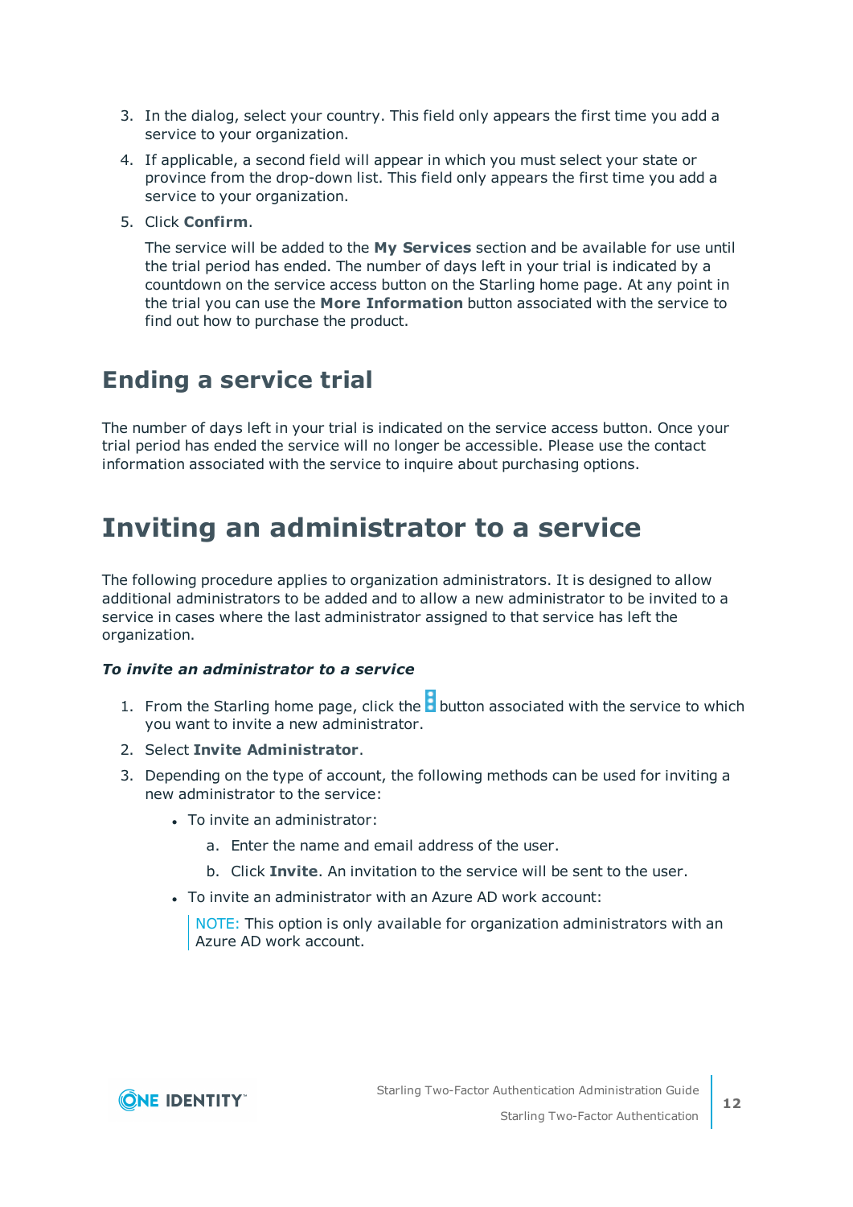3. In the dialog, select your country. This field only appears the first time you add a service to your organization.
4. If applicable, a second field will appear in which you must select your state or province from the drop-down list. This field only appears the first time you add a service to your organization.
5. Click **Confirm**.

   The service will be added to the **My Services** section and be available for use until the trial period has ended. The number of days left in your trial is indicated by a countdown on the service access button on the Starling home page. At any point in the trial you can use the **More Information** button associated with the service to find out how to purchase the product.

## Ending a service trial

The number of days left in your trial is indicated on the service access button. Once your trial period has ended the service will no longer be accessible. Please use the contact information associated with the service to inquire about purchasing options.

# Inviting an administrator to a service

The following procedure applies to organization administrators. It is designed to allow additional administrators to be added and to allow a new administrator to be invited to a service in cases where the last administrator assigned to that service has left the organization.

***To invite an administrator to a service***

1. From the Starling home page, click the ⋮ button associated with the service to which you want to invite a new administrator.
2. Select **Invite Administrator**.
3. Depending on the type of account, the following methods can be used for inviting a new administrator to the service:
   - To invite an administrator:
     a. Enter the name and email address of the user.
     b. Click **Invite**. An invitation to the service will be sent to the user.
   - To invite an administrator with an Azure AD work account:

     NOTE: This option is only available for organization administrators with an Azure AD work account.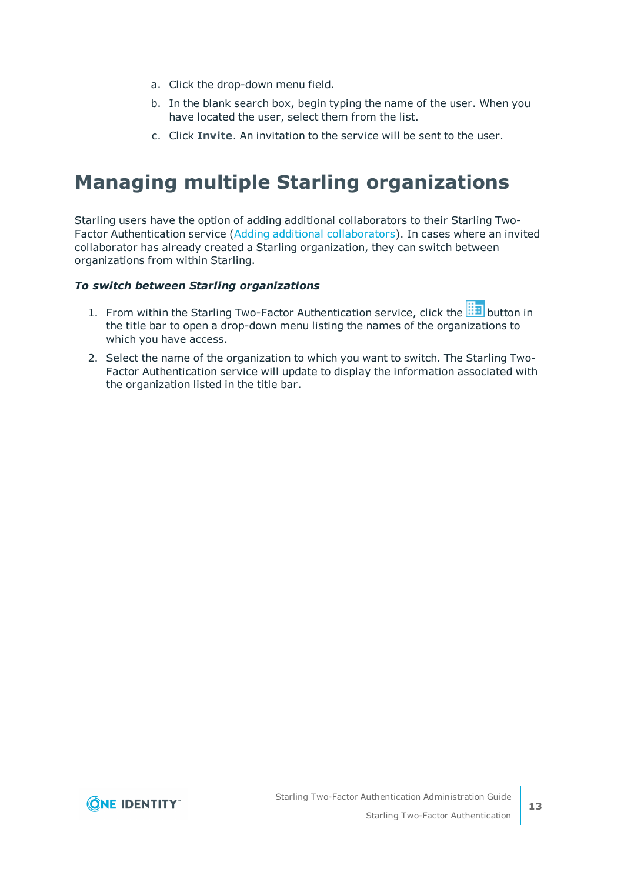a. Click the drop-down menu field.

b. In the blank search box, begin typing the name of the user. When you have located the user, select them from the list.

c. Click **Invite**. An invitation to the service will be sent to the user.

# Managing multiple Starling organizations

Starling users have the option of adding additional collaborators to their Starling Two-Factor Authentication service (Adding additional collaborators). In cases where an invited collaborator has already created a Starling organization, they can switch between organizations from within Starling.

***To switch between Starling organizations***

1. From within the Starling Two-Factor Authentication service, click the button in the title bar to open a drop-down menu listing the names of the organizations to which you have access.
2. Select the name of the organization to which you want to switch. The Starling Two-Factor Authentication service will update to display the information associated with the organization listed in the title bar.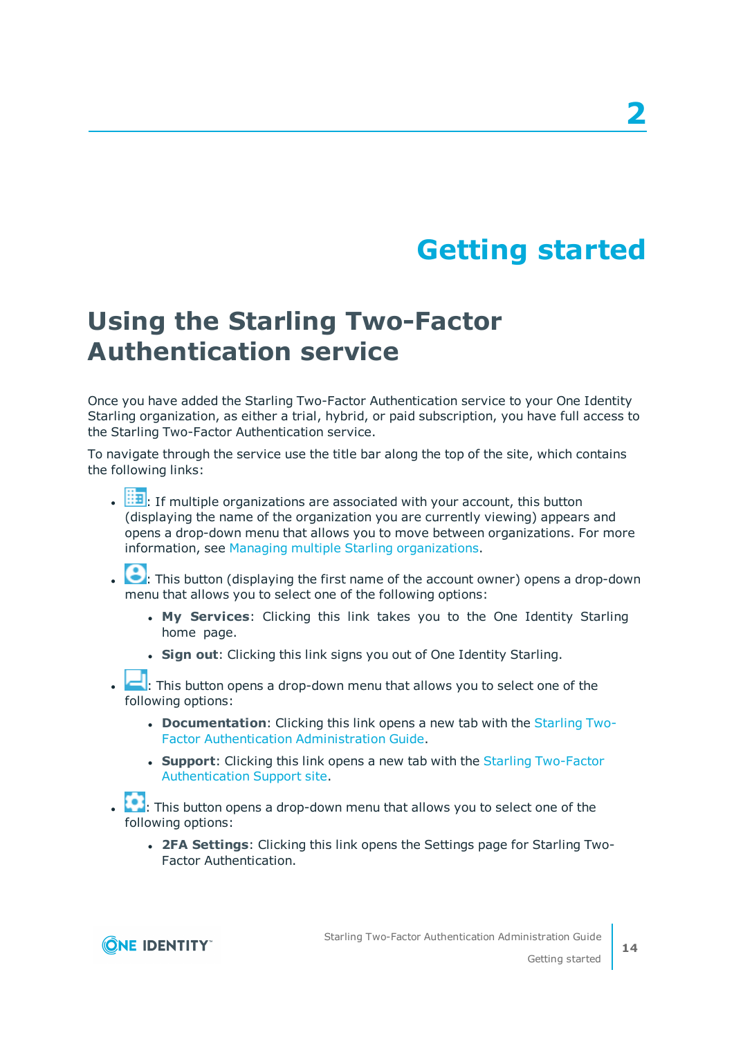# 2 Getting started

## Using the Starling Two-Factor Authentication service

Once you have added the Starling Two-Factor Authentication service to your One Identity Starling organization, as either a trial, hybrid, or paid subscription, you have full access to the Starling Two-Factor Authentication service.

To navigate through the service use the title bar along the top of the site, which contains the following links:

- : If multiple organizations are associated with your account, this button (displaying the name of the organization you are currently viewing) appears and opens a drop-down menu that allows you to move between organizations. For more information, see Managing multiple Starling organizations.
- : This button (displaying the first name of the account owner) opens a drop-down menu that allows you to select one of the following options:
  - **My Services**: Clicking this link takes you to the One Identity Starling home page.
  - **Sign out**: Clicking this link signs you out of One Identity Starling.
- : This button opens a drop-down menu that allows you to select one of the following options:
  - **Documentation**: Clicking this link opens a new tab with the Starling Two-Factor Authentication Administration Guide.
  - **Support**: Clicking this link opens a new tab with the Starling Two-Factor Authentication Support site.
- : This button opens a drop-down menu that allows you to select one of the following options:
  - **2FA Settings**: Clicking this link opens the Settings page for Starling Two-Factor Authentication.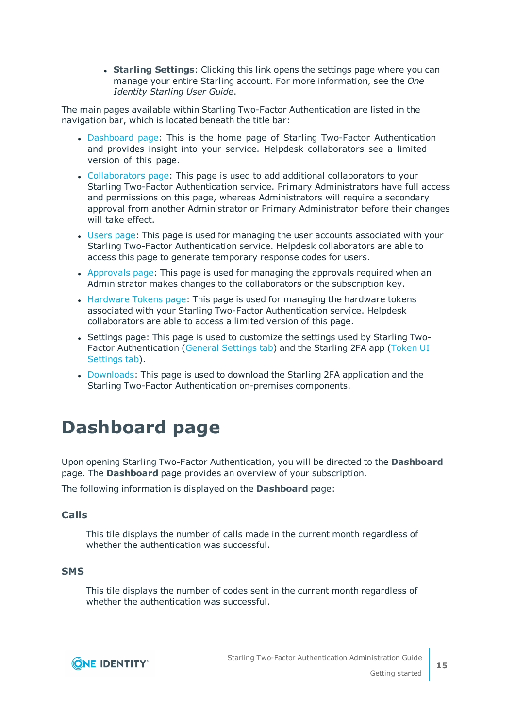- **Starling Settings**: Clicking this link opens the settings page where you can manage your entire Starling account. For more information, see the *One Identity Starling User Guide*.

The main pages available within Starling Two-Factor Authentication are listed in the navigation bar, which is located beneath the title bar:

- Dashboard page: This is the home page of Starling Two-Factor Authentication and provides insight into your service. Helpdesk collaborators see a limited version of this page.
- Collaborators page: This page is used to add additional collaborators to your Starling Two-Factor Authentication service. Primary Administrators have full access and permissions on this page, whereas Administrators will require a secondary approval from another Administrator or Primary Administrator before their changes will take effect.
- Users page: This page is used for managing the user accounts associated with your Starling Two-Factor Authentication service. Helpdesk collaborators are able to access this page to generate temporary response codes for users.
- Approvals page: This page is used for managing the approvals required when an Administrator makes changes to the collaborators or the subscription key.
- Hardware Tokens page: This page is used for managing the hardware tokens associated with your Starling Two-Factor Authentication service. Helpdesk collaborators are able to access a limited version of this page.
- Settings page: This page is used to customize the settings used by Starling Two-Factor Authentication (General Settings tab) and the Starling 2FA app (Token UI Settings tab).
- Downloads: This page is used to download the Starling 2FA application and the Starling Two-Factor Authentication on-premises components.

# Dashboard page

Upon opening Starling Two-Factor Authentication, you will be directed to the **Dashboard** page. The **Dashboard** page provides an overview of your subscription.

The following information is displayed on the **Dashboard** page:

### Calls

This tile displays the number of calls made in the current month regardless of whether the authentication was successful.

### SMS

This tile displays the number of codes sent in the current month regardless of whether the authentication was successful.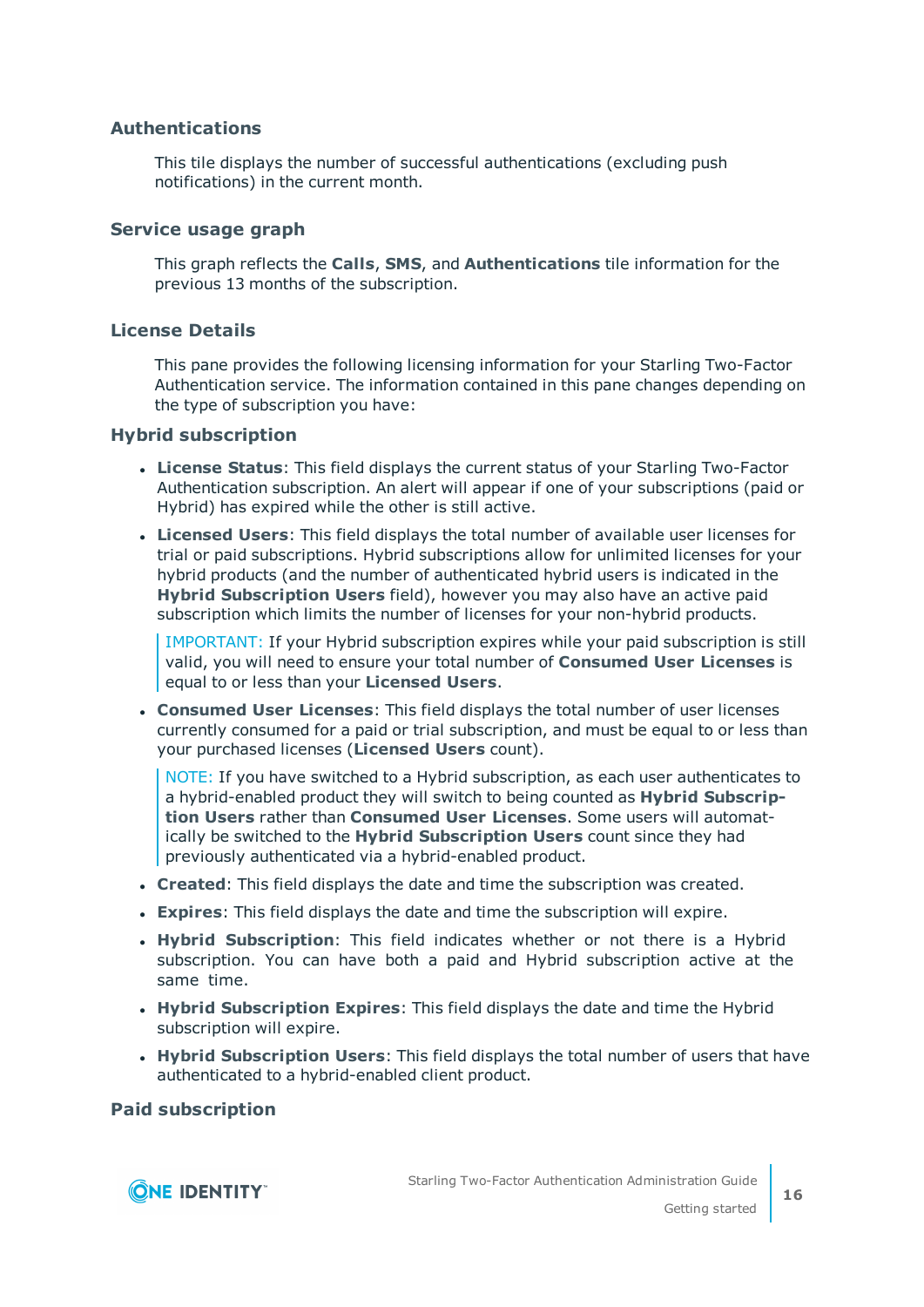### Authentications

This tile displays the number of successful authentications (excluding push notifications) in the current month.

### Service usage graph

This graph reflects the **Calls**, **SMS**, and **Authentications** tile information for the previous 13 months of the subscription.

### License Details

This pane provides the following licensing information for your Starling Two-Factor Authentication service. The information contained in this pane changes depending on the type of subscription you have:

#### Hybrid subscription

- **License Status**: This field displays the current status of your Starling Two-Factor Authentication subscription. An alert will appear if one of your subscriptions (paid or Hybrid) has expired while the other is still active.
- **Licensed Users**: This field displays the total number of available user licenses for trial or paid subscriptions. Hybrid subscriptions allow for unlimited licenses for your hybrid products (and the number of authenticated hybrid users is indicated in the **Hybrid Subscription Users** field), however you may also have an active paid subscription which limits the number of licenses for your non-hybrid products.

  IMPORTANT: If your Hybrid subscription expires while your paid subscription is still valid, you will need to ensure your total number of **Consumed User Licenses** is equal to or less than your **Licensed Users**.

- **Consumed User Licenses**: This field displays the total number of user licenses currently consumed for a paid or trial subscription, and must be equal to or less than your purchased licenses (**Licensed Users** count).

  NOTE: If you have switched to a Hybrid subscription, as each user authenticates to a hybrid-enabled product they will switch to being counted as **Hybrid Subscription Users** rather than **Consumed User Licenses**. Some users will automatically be switched to the **Hybrid Subscription Users** count since they had previously authenticated via a hybrid-enabled product.

- **Created**: This field displays the date and time the subscription was created.
- **Expires**: This field displays the date and time the subscription will expire.
- **Hybrid Subscription**: This field indicates whether or not there is a Hybrid subscription. You can have both a paid and Hybrid subscription active at the same time.
- **Hybrid Subscription Expires**: This field displays the date and time the Hybrid subscription will expire.
- **Hybrid Subscription Users**: This field displays the total number of users that have authenticated to a hybrid-enabled client product.

#### Paid subscription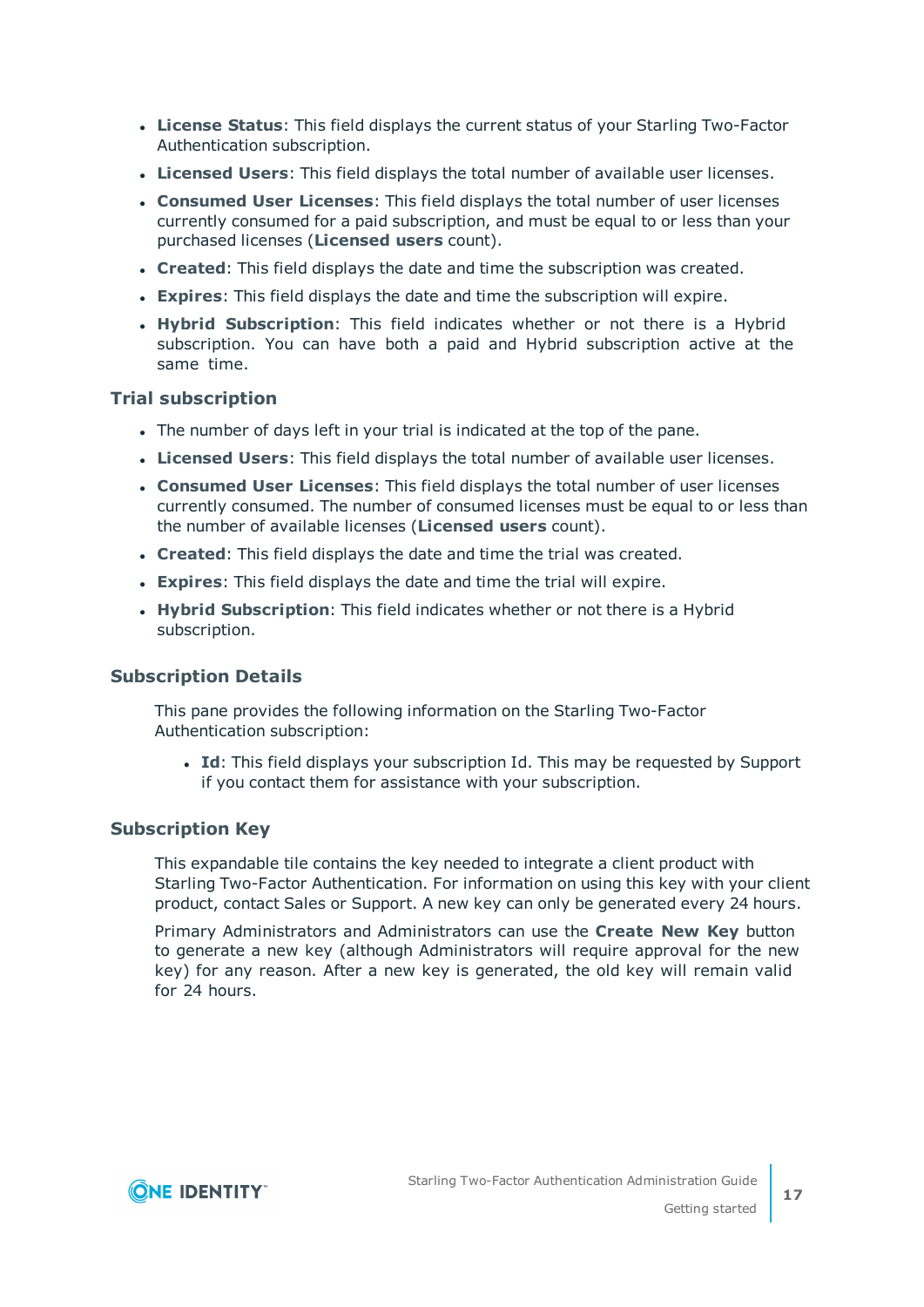- **License Status**: This field displays the current status of your Starling Two-Factor Authentication subscription.
- **Licensed Users**: This field displays the total number of available user licenses.
- **Consumed User Licenses**: This field displays the total number of user licenses currently consumed for a paid subscription, and must be equal to or less than your purchased licenses (**Licensed users** count).
- **Created**: This field displays the date and time the subscription was created.
- **Expires**: This field displays the date and time the subscription will expire.
- **Hybrid Subscription**: This field indicates whether or not there is a Hybrid subscription. You can have both a paid and Hybrid subscription active at the same time.

### Trial subscription

- The number of days left in your trial is indicated at the top of the pane.
- **Licensed Users**: This field displays the total number of available user licenses.
- **Consumed User Licenses**: This field displays the total number of user licenses currently consumed. The number of consumed licenses must be equal to or less than the number of available licenses (**Licensed users** count).
- **Created**: This field displays the date and time the trial was created.
- **Expires**: This field displays the date and time the trial will expire.
- **Hybrid Subscription**: This field indicates whether or not there is a Hybrid subscription.

### Subscription Details

This pane provides the following information on the Starling Two-Factor Authentication subscription:

- **Id**: This field displays your subscription Id. This may be requested by Support if you contact them for assistance with your subscription.

### Subscription Key

This expandable tile contains the key needed to integrate a client product with Starling Two-Factor Authentication. For information on using this key with your client product, contact Sales or Support. A new key can only be generated every 24 hours.

Primary Administrators and Administrators can use the **Create New Key** button to generate a new key (although Administrators will require approval for the new key) for any reason. After a new key is generated, the old key will remain valid for 24 hours.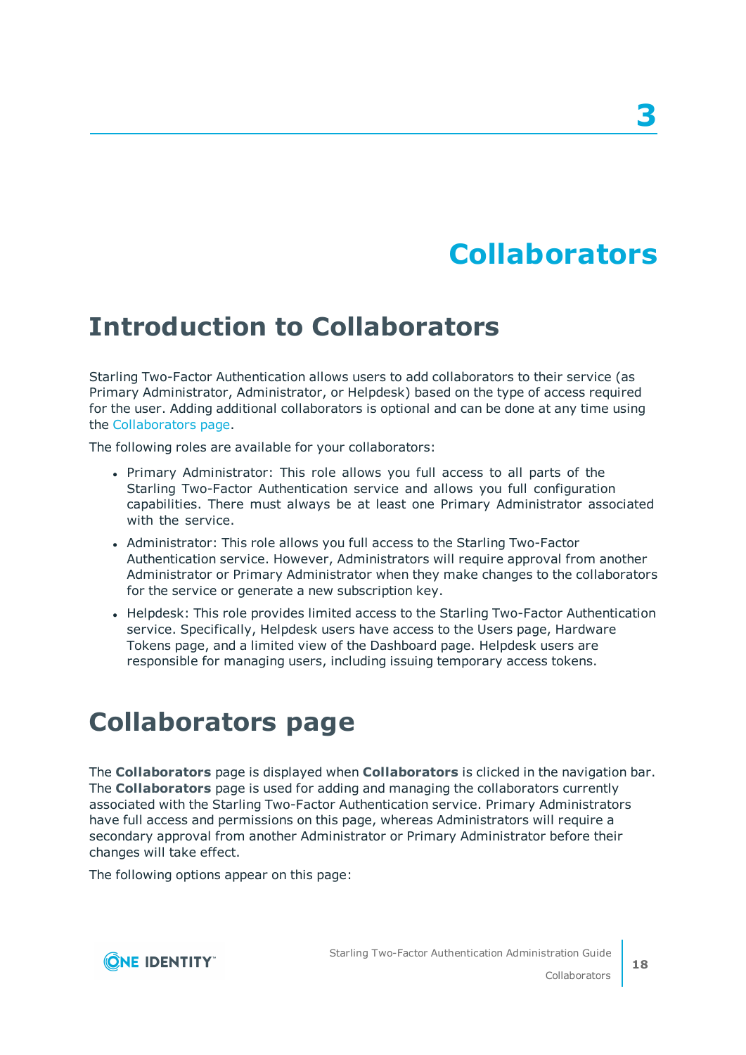# 3 Collaborators

## Introduction to Collaborators

Starling Two-Factor Authentication allows users to add collaborators to their service (as Primary Administrator, Administrator, or Helpdesk) based on the type of access required for the user. Adding additional collaborators is optional and can be done at any time using the Collaborators page.

The following roles are available for your collaborators:

- Primary Administrator: This role allows you full access to all parts of the Starling Two-Factor Authentication service and allows you full configuration capabilities. There must always be at least one Primary Administrator associated with the service.
- Administrator: This role allows you full access to the Starling Two-Factor Authentication service. However, Administrators will require approval from another Administrator or Primary Administrator when they make changes to the collaborators for the service or generate a new subscription key.
- Helpdesk: This role provides limited access to the Starling Two-Factor Authentication service. Specifically, Helpdesk users have access to the Users page, Hardware Tokens page, and a limited view of the Dashboard page. Helpdesk users are responsible for managing users, including issuing temporary access tokens.

## Collaborators page

The **Collaborators** page is displayed when **Collaborators** is clicked in the navigation bar. The **Collaborators** page is used for adding and managing the collaborators currently associated with the Starling Two-Factor Authentication service. Primary Administrators have full access and permissions on this page, whereas Administrators will require a secondary approval from another Administrator or Primary Administrator before their changes will take effect.

The following options appear on this page: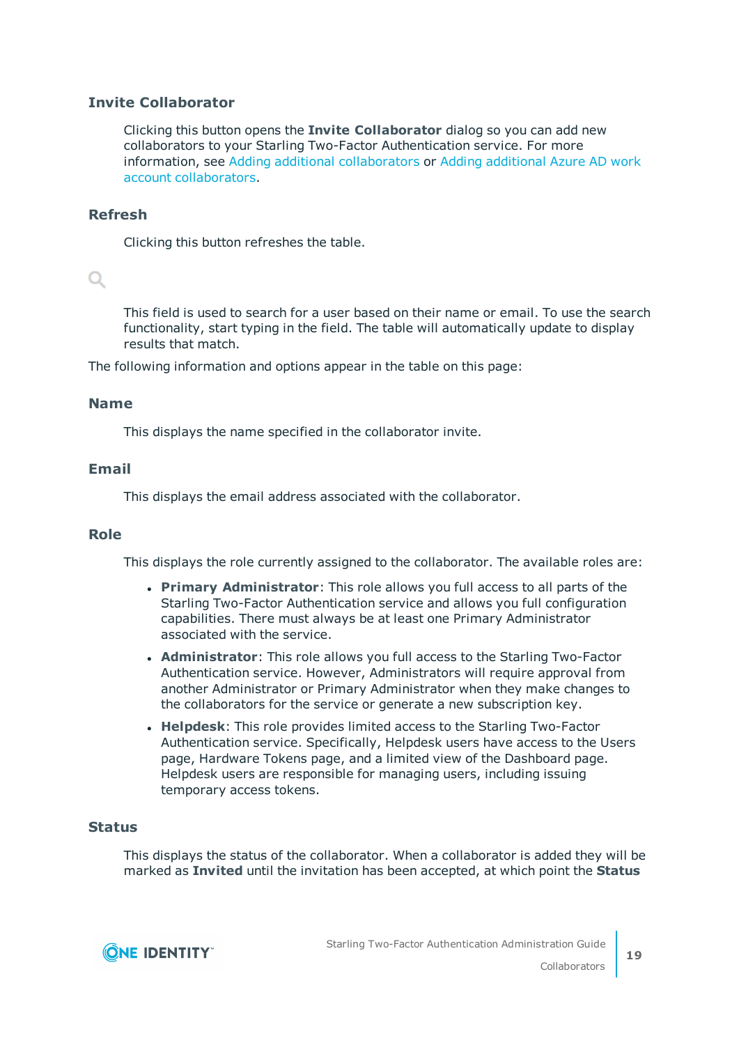### Invite Collaborator

Clicking this button opens the **Invite Collaborator** dialog so you can add new collaborators to your Starling Two-Factor Authentication service. For more information, see Adding additional collaborators or Adding additional Azure AD work account collaborators.

### Refresh

Clicking this button refreshes the table.

This field is used to search for a user based on their name or email. To use the search functionality, start typing in the field. The table will automatically update to display results that match.

The following information and options appear in the table on this page:

### Name

This displays the name specified in the collaborator invite.

### Email

This displays the email address associated with the collaborator.

### Role

This displays the role currently assigned to the collaborator. The available roles are:

- **Primary Administrator**: This role allows you full access to all parts of the Starling Two-Factor Authentication service and allows you full configuration capabilities. There must always be at least one Primary Administrator associated with the service.
- **Administrator**: This role allows you full access to the Starling Two-Factor Authentication service. However, Administrators will require approval from another Administrator or Primary Administrator when they make changes to the collaborators for the service or generate a new subscription key.
- **Helpdesk**: This role provides limited access to the Starling Two-Factor Authentication service. Specifically, Helpdesk users have access to the Users page, Hardware Tokens page, and a limited view of the Dashboard page. Helpdesk users are responsible for managing users, including issuing temporary access tokens.

### Status

This displays the status of the collaborator. When a collaborator is added they will be marked as **Invited** until the invitation has been accepted, at which point the **Status**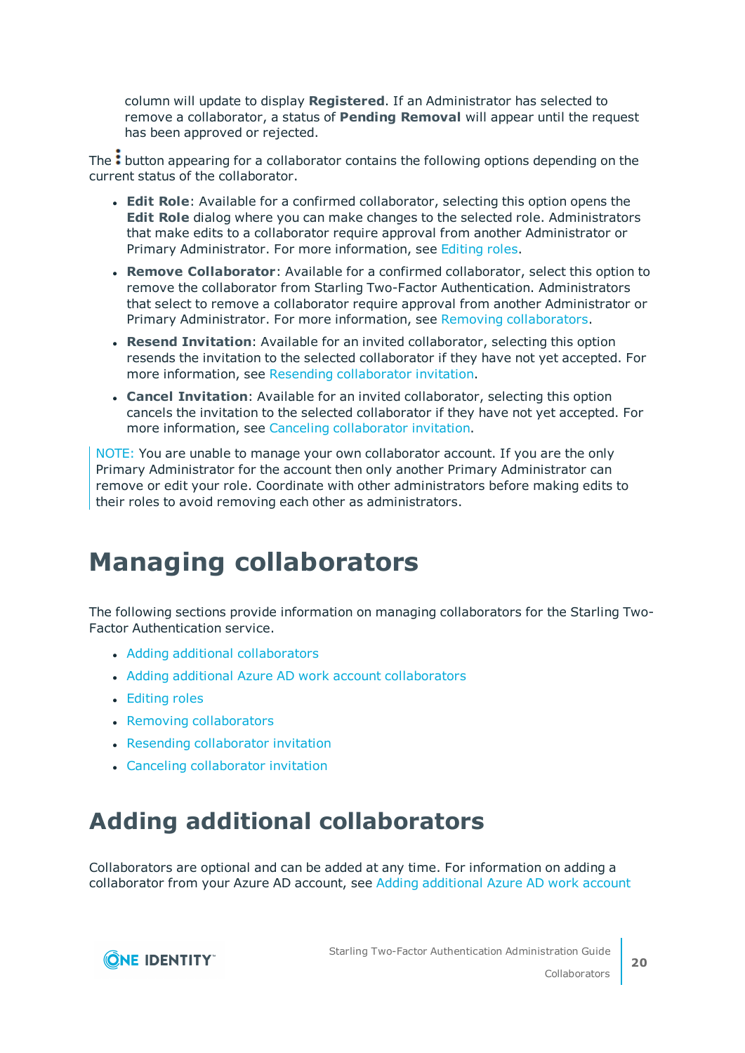column will update to display **Registered**. If an Administrator has selected to remove a collaborator, a status of **Pending Removal** will appear until the request has been approved or rejected.

The ⋮ button appearing for a collaborator contains the following options depending on the current status of the collaborator.

- **Edit Role**: Available for a confirmed collaborator, selecting this option opens the **Edit Role** dialog where you can make changes to the selected role. Administrators that make edits to a collaborator require approval from another Administrator or Primary Administrator. For more information, see Editing roles.
- **Remove Collaborator**: Available for a confirmed collaborator, select this option to remove the collaborator from Starling Two-Factor Authentication. Administrators that select to remove a collaborator require approval from another Administrator or Primary Administrator. For more information, see Removing collaborators.
- **Resend Invitation**: Available for an invited collaborator, selecting this option resends the invitation to the selected collaborator if they have not yet accepted. For more information, see Resending collaborator invitation.
- **Cancel Invitation**: Available for an invited collaborator, selecting this option cancels the invitation to the selected collaborator if they have not yet accepted. For more information, see Canceling collaborator invitation.

NOTE: You are unable to manage your own collaborator account. If you are the only Primary Administrator for the account then only another Primary Administrator can remove or edit your role. Coordinate with other administrators before making edits to their roles to avoid removing each other as administrators.

# Managing collaborators

The following sections provide information on managing collaborators for the Starling Two-Factor Authentication service.

- Adding additional collaborators
- Adding additional Azure AD work account collaborators
- Editing roles
- Removing collaborators
- Resending collaborator invitation
- Canceling collaborator invitation

# Adding additional collaborators

Collaborators are optional and can be added at any time. For information on adding a collaborator from your Azure AD account, see Adding additional Azure AD work account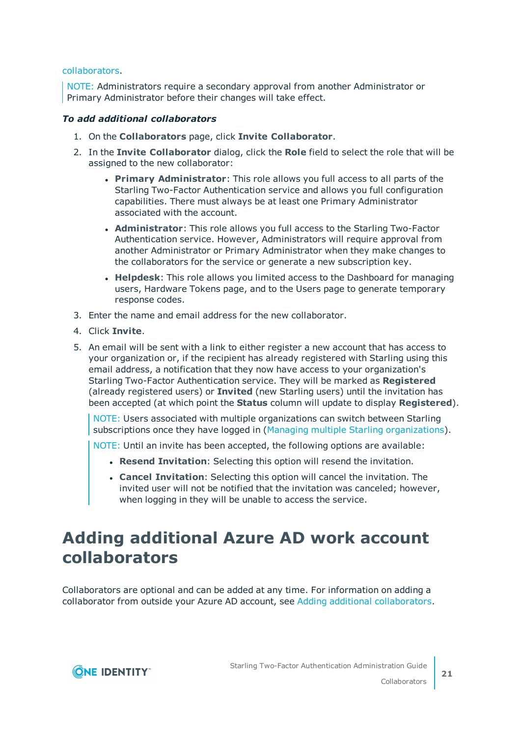collaborators.

> NOTE: Administrators require a secondary approval from another Administrator or Primary Administrator before their changes will take effect.

***To add additional collaborators***

1. On the **Collaborators** page, click **Invite Collaborator**.
2. In the **Invite Collaborator** dialog, click the **Role** field to select the role that will be assigned to the new collaborator:
   - **Primary Administrator**: This role allows you full access to all parts of the Starling Two-Factor Authentication service and allows you full configuration capabilities. There must always be at least one Primary Administrator associated with the account.
   - **Administrator**: This role allows you full access to the Starling Two-Factor Authentication service. However, Administrators will require approval from another Administrator or Primary Administrator when they make changes to the collaborators for the service or generate a new subscription key.
   - **Helpdesk**: This role allows you limited access to the Dashboard for managing users, Hardware Tokens page, and to the Users page to generate temporary response codes.
3. Enter the name and email address for the new collaborator.
4. Click **Invite**.
5. An email will be sent with a link to either register a new account that has access to your organization or, if the recipient has already registered with Starling using this email address, a notification that they now have access to your organization's Starling Two-Factor Authentication service. They will be marked as **Registered** (already registered users) or **Invited** (new Starling users) until the invitation has been accepted (at which point the **Status** column will update to display **Registered**).

   > NOTE: Users associated with multiple organizations can switch between Starling subscriptions once they have logged in (Managing multiple Starling organizations).

   > NOTE: Until an invite has been accepted, the following options are available:
   >
   > - **Resend Invitation**: Selecting this option will resend the invitation.
   > - **Cancel Invitation**: Selecting this option will cancel the invitation. The invited user will not be notified that the invitation was canceled; however, when logging in they will be unable to access the service.

# Adding additional Azure AD work account collaborators

Collaborators are optional and can be added at any time. For information on adding a collaborator from outside your Azure AD account, see Adding additional collaborators.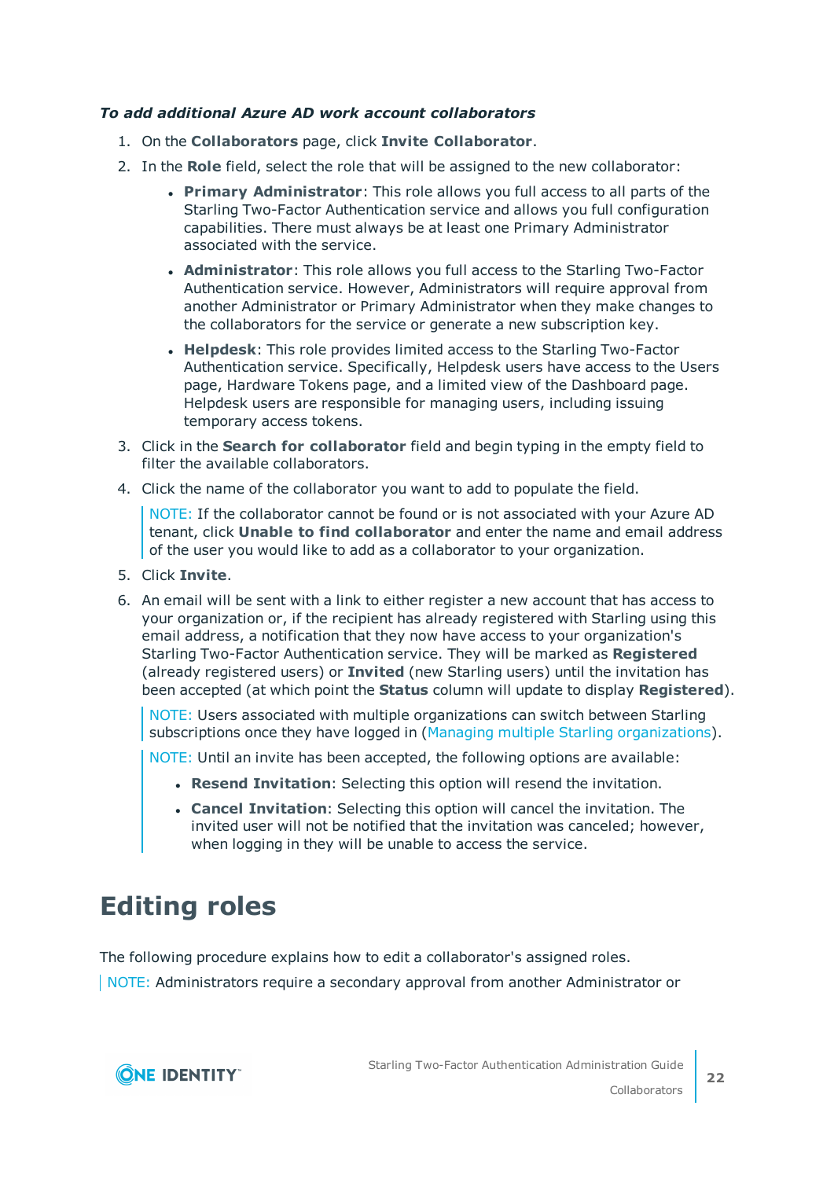*To add additional Azure AD work account collaborators*

1. On the **Collaborators** page, click **Invite Collaborator**.
2. In the **Role** field, select the role that will be assigned to the new collaborator:
   - **Primary Administrator**: This role allows you full access to all parts of the Starling Two-Factor Authentication service and allows you full configuration capabilities. There must always be at least one Primary Administrator associated with the service.
   - **Administrator**: This role allows you full access to the Starling Two-Factor Authentication service. However, Administrators will require approval from another Administrator or Primary Administrator when they make changes to the collaborators for the service or generate a new subscription key.
   - **Helpdesk**: This role provides limited access to the Starling Two-Factor Authentication service. Specifically, Helpdesk users have access to the Users page, Hardware Tokens page, and a limited view of the Dashboard page. Helpdesk users are responsible for managing users, including issuing temporary access tokens.
3. Click in the **Search for collaborator** field and begin typing in the empty field to filter the available collaborators.
4. Click the name of the collaborator you want to add to populate the field.

   > NOTE: If the collaborator cannot be found or is not associated with your Azure AD tenant, click **Unable to find collaborator** and enter the name and email address of the user you would like to add as a collaborator to your organization.

5. Click **Invite**.
6. An email will be sent with a link to either register a new account that has access to your organization or, if the recipient has already registered with Starling using this email address, a notification that they now have access to your organization's Starling Two-Factor Authentication service. They will be marked as **Registered** (already registered users) or **Invited** (new Starling users) until the invitation has been accepted (at which point the **Status** column will update to display **Registered**).

   > NOTE: Users associated with multiple organizations can switch between Starling subscriptions once they have logged in (Managing multiple Starling organizations).

   > NOTE: Until an invite has been accepted, the following options are available:
   >
   > - **Resend Invitation**: Selecting this option will resend the invitation.
   > - **Cancel Invitation**: Selecting this option will cancel the invitation. The invited user will not be notified that the invitation was canceled; however, when logging in they will be unable to access the service.

# Editing roles

The following procedure explains how to edit a collaborator's assigned roles.

> NOTE: Administrators require a secondary approval from another Administrator or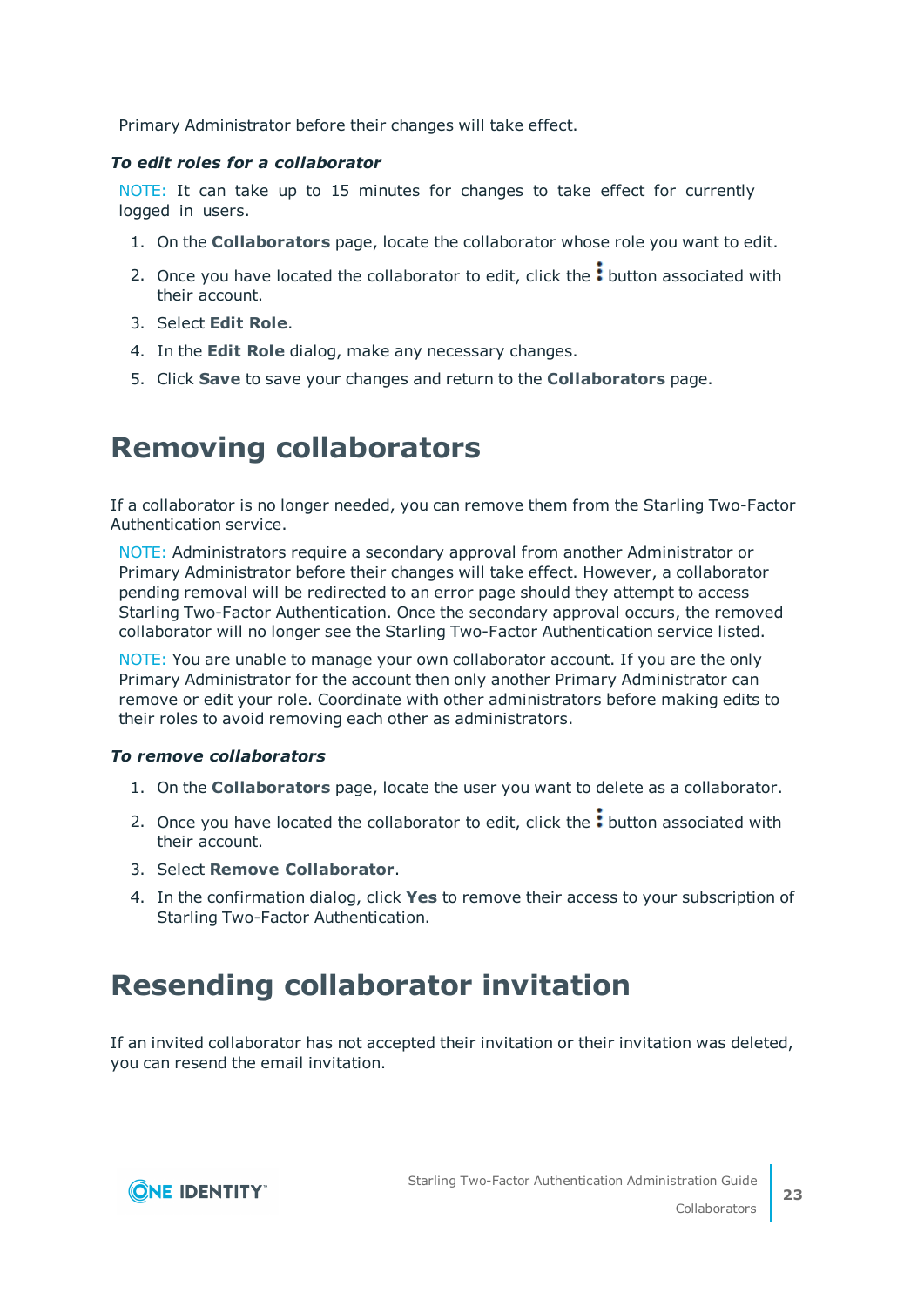Primary Administrator before their changes will take effect.

***To edit roles for a collaborator***

NOTE: It can take up to 15 minutes for changes to take effect for currently logged in users.

1. On the **Collaborators** page, locate the collaborator whose role you want to edit.
2. Once you have located the collaborator to edit, click the ⋮ button associated with their account.
3. Select **Edit Role**.
4. In the **Edit Role** dialog, make any necessary changes.
5. Click **Save** to save your changes and return to the **Collaborators** page.

# Removing collaborators

If a collaborator is no longer needed, you can remove them from the Starling Two-Factor Authentication service.

NOTE: Administrators require a secondary approval from another Administrator or Primary Administrator before their changes will take effect. However, a collaborator pending removal will be redirected to an error page should they attempt to access Starling Two-Factor Authentication. Once the secondary approval occurs, the removed collaborator will no longer see the Starling Two-Factor Authentication service listed.

NOTE: You are unable to manage your own collaborator account. If you are the only Primary Administrator for the account then only another Primary Administrator can remove or edit your role. Coordinate with other administrators before making edits to their roles to avoid removing each other as administrators.

***To remove collaborators***

1. On the **Collaborators** page, locate the user you want to delete as a collaborator.
2. Once you have located the collaborator to edit, click the ⋮ button associated with their account.
3. Select **Remove Collaborator**.
4. In the confirmation dialog, click **Yes** to remove their access to your subscription of Starling Two-Factor Authentication.

# Resending collaborator invitation

If an invited collaborator has not accepted their invitation or their invitation was deleted, you can resend the email invitation.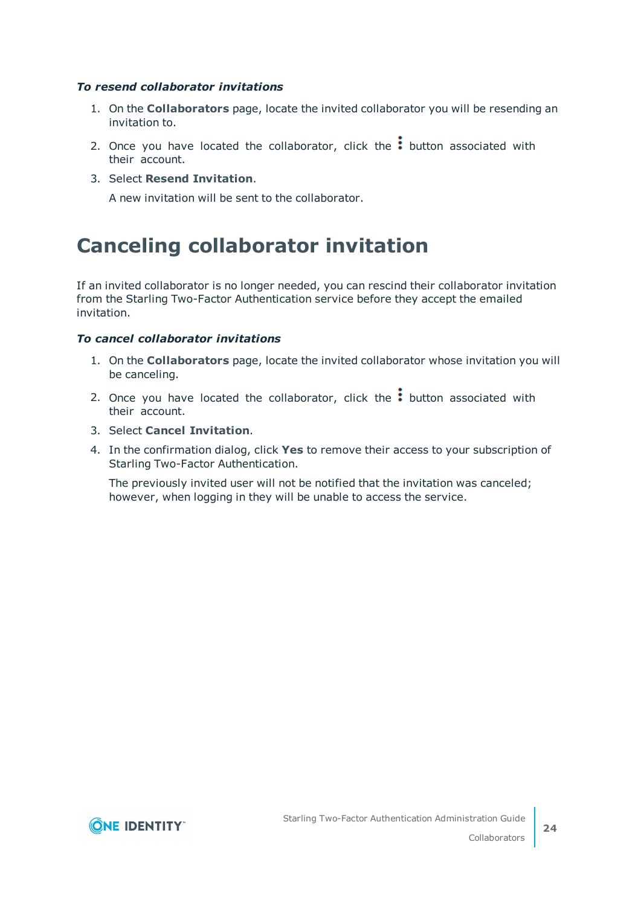***To resend collaborator invitations***

1. On the **Collaborators** page, locate the invited collaborator you will be resending an invitation to.
2. Once you have located the collaborator, click the ⋮ button associated with their account.
3. Select **Resend Invitation**.

   A new invitation will be sent to the collaborator.

# Canceling collaborator invitation

If an invited collaborator is no longer needed, you can rescind their collaborator invitation from the Starling Two-Factor Authentication service before they accept the emailed invitation.

***To cancel collaborator invitations***

1. On the **Collaborators** page, locate the invited collaborator whose invitation you will be canceling.
2. Once you have located the collaborator, click the ⋮ button associated with their account.
3. Select **Cancel Invitation**.
4. In the confirmation dialog, click **Yes** to remove their access to your subscription of Starling Two-Factor Authentication.

   The previously invited user will not be notified that the invitation was canceled; however, when logging in they will be unable to access the service.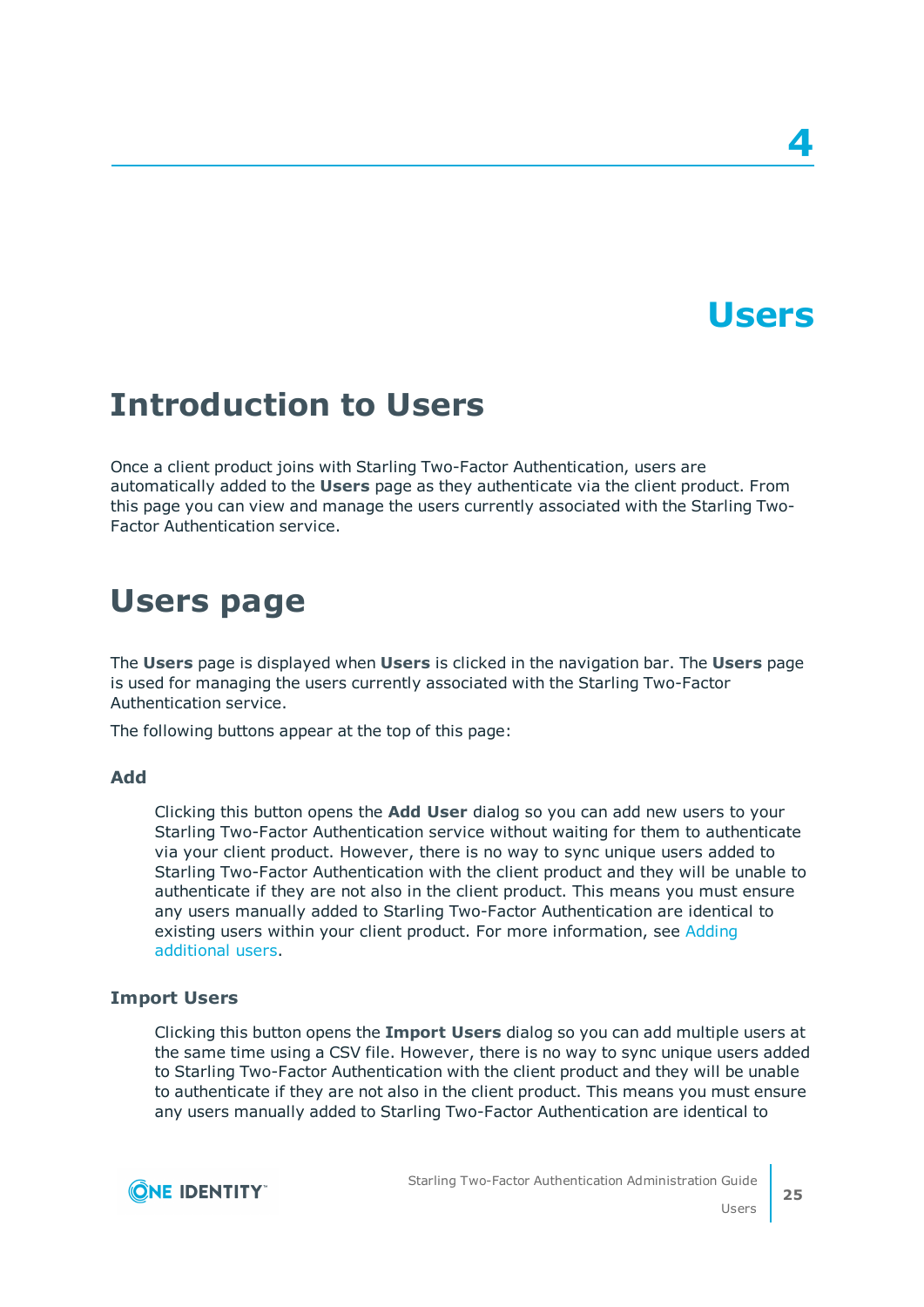# 4

# Users

## Introduction to Users

Once a client product joins with Starling Two-Factor Authentication, users are automatically added to the **Users** page as they authenticate via the client product. From this page you can view and manage the users currently associated with the Starling Two-Factor Authentication service.

## Users page

The **Users** page is displayed when **Users** is clicked in the navigation bar. The **Users** page is used for managing the users currently associated with the Starling Two-Factor Authentication service.

The following buttons appear at the top of this page:

### Add

Clicking this button opens the **Add User** dialog so you can add new users to your Starling Two-Factor Authentication service without waiting for them to authenticate via your client product. However, there is no way to sync unique users added to Starling Two-Factor Authentication with the client product and they will be unable to authenticate if they are not also in the client product. This means you must ensure any users manually added to Starling Two-Factor Authentication are identical to existing users within your client product. For more information, see Adding additional users.

### Import Users

Clicking this button opens the **Import Users** dialog so you can add multiple users at the same time using a CSV file. However, there is no way to sync unique users added to Starling Two-Factor Authentication with the client product and they will be unable to authenticate if they are not also in the client product. This means you must ensure any users manually added to Starling Two-Factor Authentication are identical to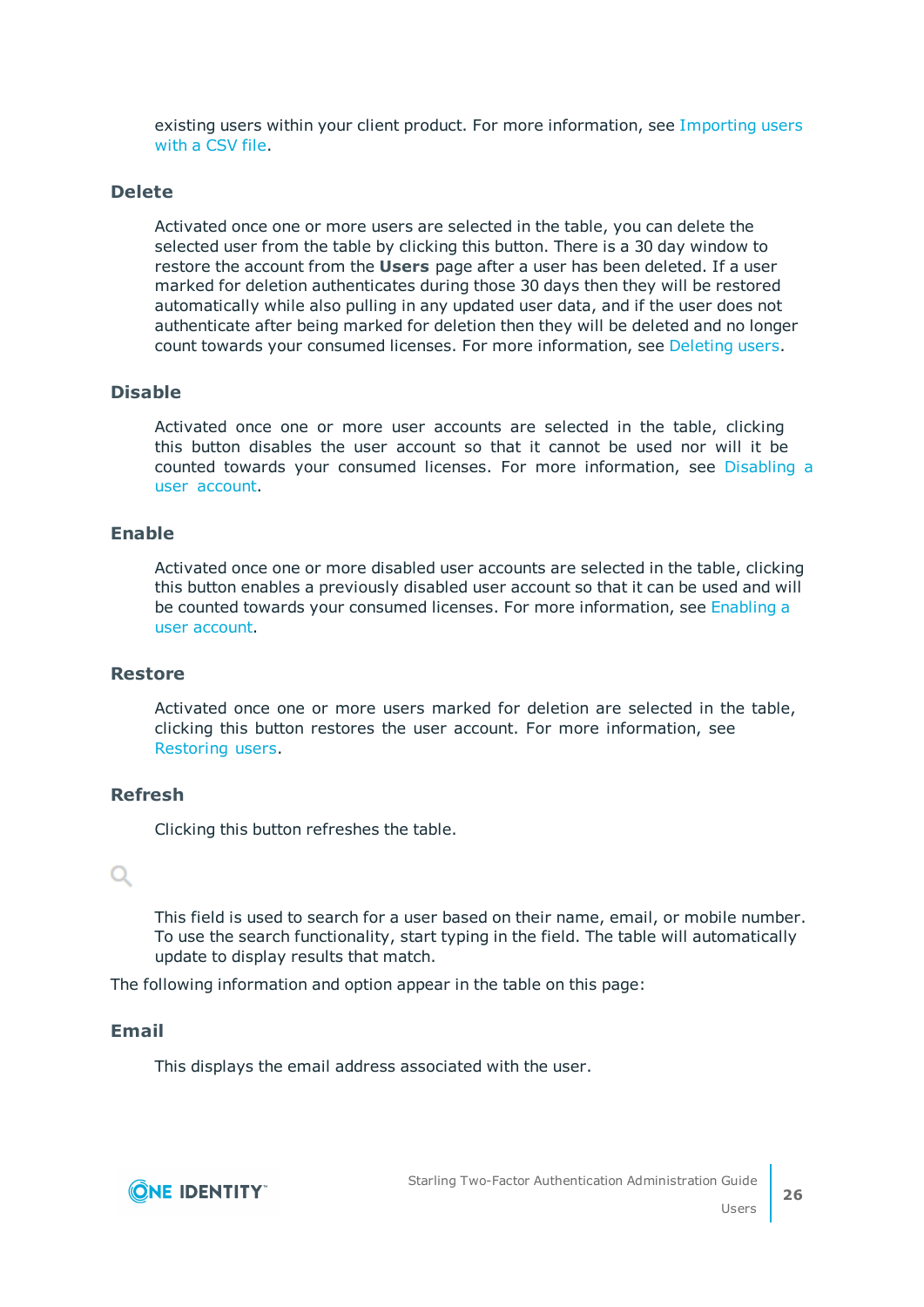existing users within your client product. For more information, see Importing users with a CSV file.

### Delete

Activated once one or more users are selected in the table, you can delete the selected user from the table by clicking this button. There is a 30 day window to restore the account from the **Users** page after a user has been deleted. If a user marked for deletion authenticates during those 30 days then they will be restored automatically while also pulling in any updated user data, and if the user does not authenticate after being marked for deletion then they will be deleted and no longer count towards your consumed licenses. For more information, see Deleting users.

### Disable

Activated once one or more user accounts are selected in the table, clicking this button disables the user account so that it cannot be used nor will it be counted towards your consumed licenses. For more information, see Disabling a user account.

### Enable

Activated once one or more disabled user accounts are selected in the table, clicking this button enables a previously disabled user account so that it can be used and will be counted towards your consumed licenses. For more information, see Enabling a user account.

### Restore

Activated once one or more users marked for deletion are selected in the table, clicking this button restores the user account. For more information, see Restoring users.

### Refresh

Clicking this button refreshes the table.

This field is used to search for a user based on their name, email, or mobile number. To use the search functionality, start typing in the field. The table will automatically update to display results that match.

The following information and option appear in the table on this page:

### Email

This displays the email address associated with the user.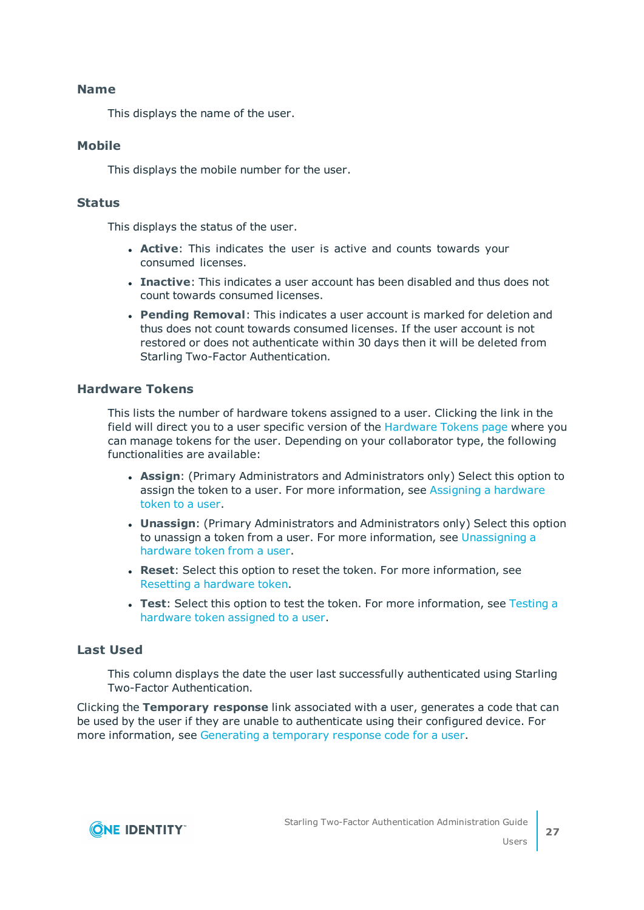### Name

This displays the name of the user.

### Mobile

This displays the mobile number for the user.

### Status

This displays the status of the user.

- **Active**: This indicates the user is active and counts towards your consumed licenses.
- **Inactive**: This indicates a user account has been disabled and thus does not count towards consumed licenses.
- **Pending Removal**: This indicates a user account is marked for deletion and thus does not count towards consumed licenses. If the user account is not restored or does not authenticate within 30 days then it will be deleted from Starling Two-Factor Authentication.

### Hardware Tokens

This lists the number of hardware tokens assigned to a user. Clicking the link in the field will direct you to a user specific version of the Hardware Tokens page where you can manage tokens for the user. Depending on your collaborator type, the following functionalities are available:

- **Assign**: (Primary Administrators and Administrators only) Select this option to assign the token to a user. For more information, see Assigning a hardware token to a user.
- **Unassign**: (Primary Administrators and Administrators only) Select this option to unassign a token from a user. For more information, see Unassigning a hardware token from a user.
- **Reset**: Select this option to reset the token. For more information, see Resetting a hardware token.
- **Test**: Select this option to test the token. For more information, see Testing a hardware token assigned to a user.

### Last Used

This column displays the date the user last successfully authenticated using Starling Two-Factor Authentication.

Clicking the **Temporary response** link associated with a user, generates a code that can be used by the user if they are unable to authenticate using their configured device. For more information, see Generating a temporary response code for a user.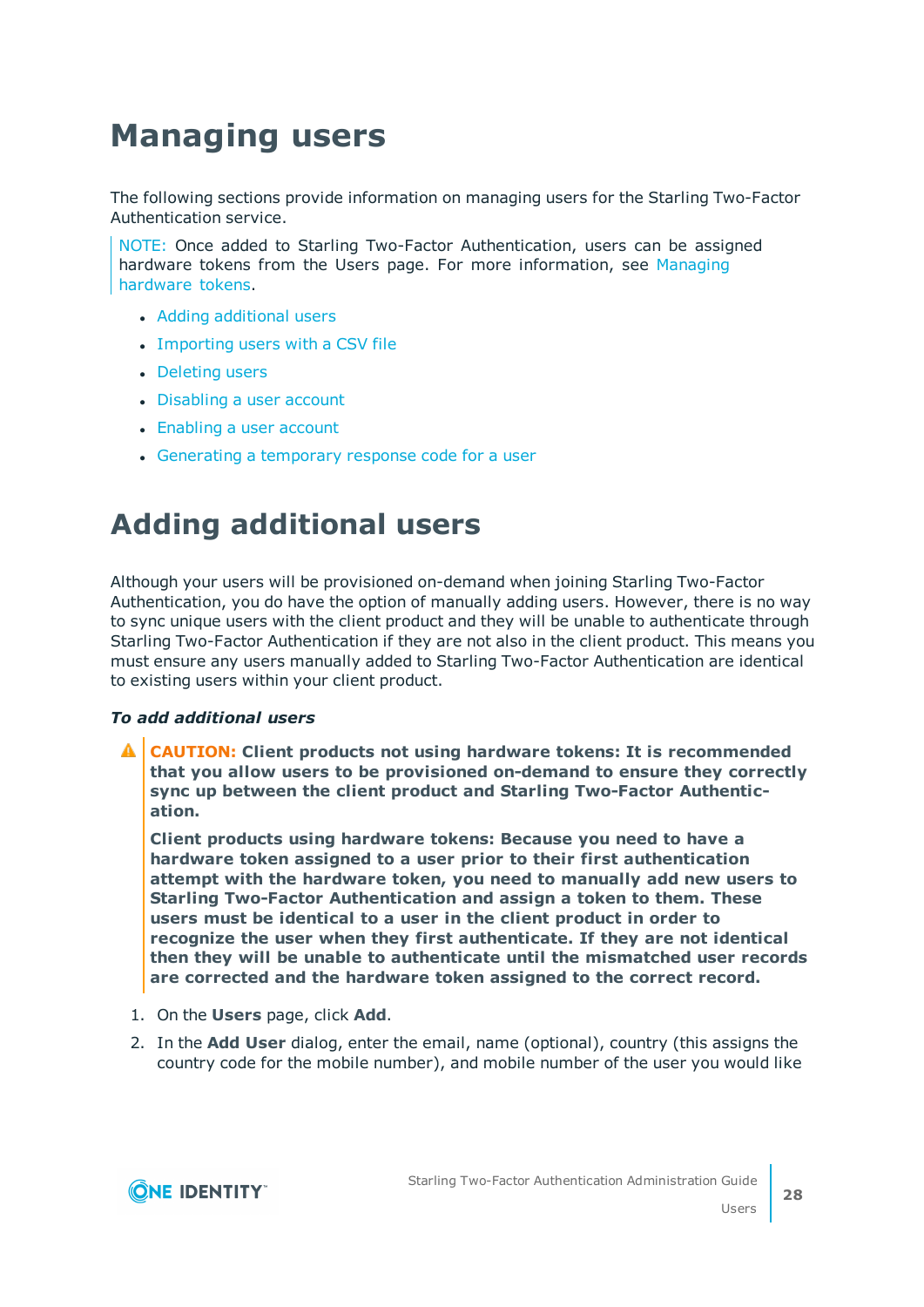# Managing users

The following sections provide information on managing users for the Starling Two-Factor Authentication service.

> NOTE: Once added to Starling Two-Factor Authentication, users can be assigned hardware tokens from the Users page. For more information, see Managing hardware tokens.

- Adding additional users
- Importing users with a CSV file
- Deleting users
- Disabling a user account
- Enabling a user account
- Generating a temporary response code for a user

# Adding additional users

Although your users will be provisioned on-demand when joining Starling Two-Factor Authentication, you do have the option of manually adding users. However, there is no way to sync unique users with the client product and they will be unable to authenticate through Starling Two-Factor Authentication if they are not also in the client product. This means you must ensure any users manually added to Starling Two-Factor Authentication are identical to existing users within your client product.

***To add additional users***

> **CAUTION: Client products not using hardware tokens: It is recommended that you allow users to be provisioned on-demand to ensure they correctly sync up between the client product and Starling Two-Factor Authentication.**
>
> **Client products using hardware tokens: Because you need to have a hardware token assigned to a user prior to their first authentication attempt with the hardware token, you need to manually add new users to Starling Two-Factor Authentication and assign a token to them. These users must be identical to a user in the client product in order to recognize the user when they first authenticate. If they are not identical then they will be unable to authenticate until the mismatched user records are corrected and the hardware token assigned to the correct record.**

1. On the **Users** page, click **Add**.
2. In the **Add User** dialog, enter the email, name (optional), country (this assigns the country code for the mobile number), and mobile number of the user you would like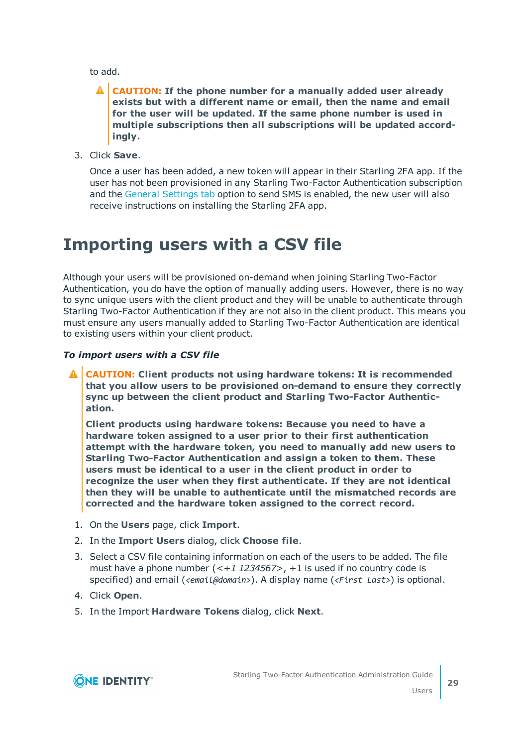to add.

> ⚠ **CAUTION: If the phone number for a manually added user already exists but with a different name or email, then the name and email for the user will be updated. If the same phone number is used in multiple subscriptions then all subscriptions will be updated accordingly.**

3. Click **Save**.

   Once a user has been added, a new token will appear in their Starling 2FA app. If the user has not been provisioned in any Starling Two-Factor Authentication subscription and the General Settings tab option to send SMS is enabled, the new user will also receive instructions on installing the Starling 2FA app.

# Importing users with a CSV file

Although your users will be provisioned on-demand when joining Starling Two-Factor Authentication, you do have the option of manually adding users. However, there is no way to sync unique users with the client product and they will be unable to authenticate through Starling Two-Factor Authentication if they are not also in the client product. This means you must ensure any users manually added to Starling Two-Factor Authentication are identical to existing users within your client product.

***To import users with a CSV file***

> ⚠ **CAUTION: Client products not using hardware tokens: It is recommended that you allow users to be provisioned on-demand to ensure they correctly sync up between the client product and Starling Two-Factor Authentication.**
>
> **Client products using hardware tokens: Because you need to have a hardware token assigned to a user prior to their first authentication attempt with the hardware token, you need to manually add new users to Starling Two-Factor Authentication and assign a token to them. These users must be identical to a user in the client product in order to recognize the user when they first authenticate. If they are not identical then they will be unable to authenticate until the mismatched records are corrected and the hardware token assigned to the correct record.**

1. On the **Users** page, click **Import**.
2. In the **Import Users** dialog, click **Choose file**.
3. Select a CSV file containing information on each of the users to be added. The file must have a phone number (<*+1 1234567*>, +1 is used if no country code is specified) and email (`<email@domain>`). A display name (`<First Last>`) is optional.
4. Click **Open**.
5. In the Import **Hardware Tokens** dialog, click **Next**.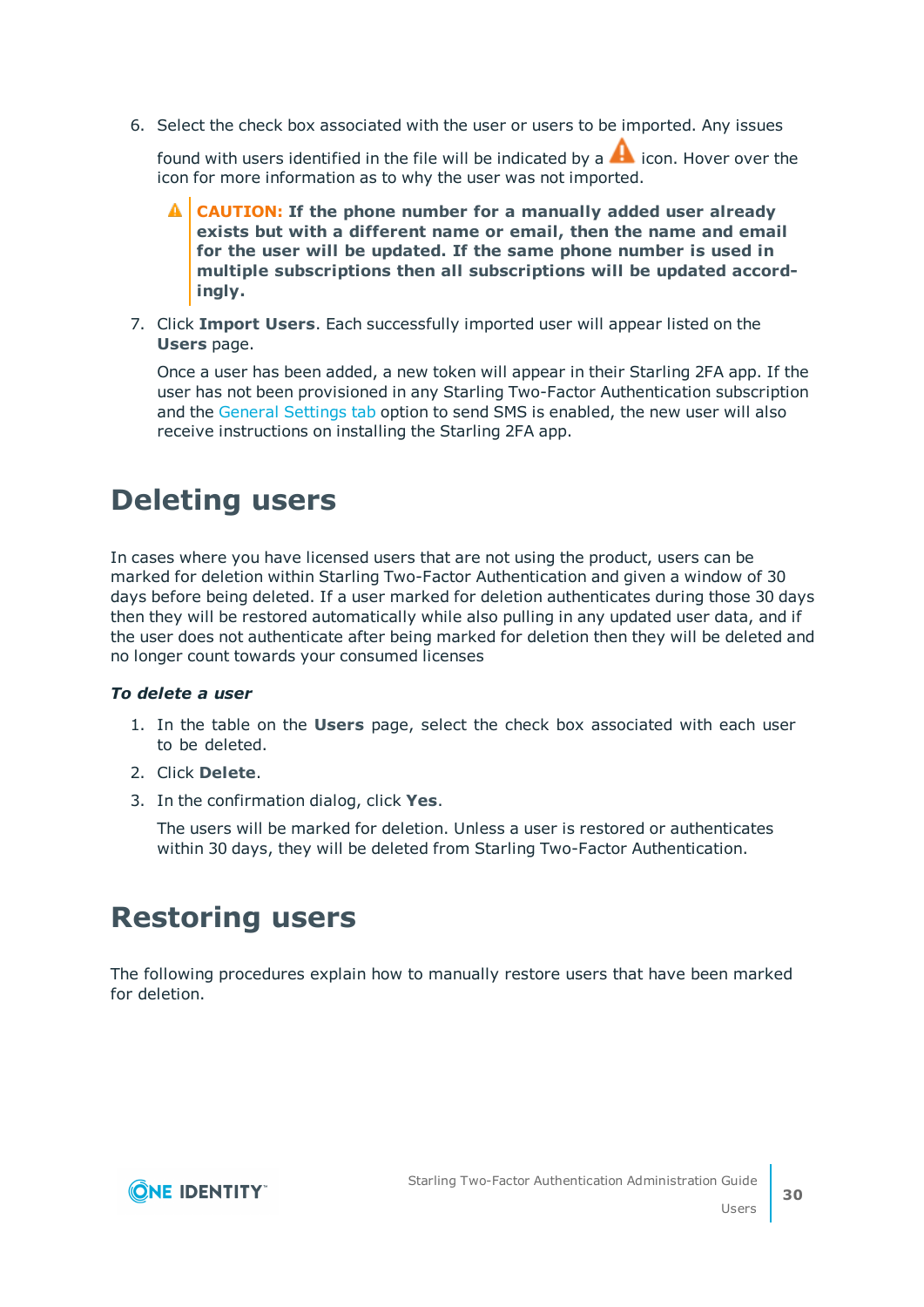6. Select the check box associated with the user or users to be imported. Any issues found with users identified in the file will be indicated by a ⚠ icon. Hover over the icon for more information as to why the user was not imported.

   > ⚠ **CAUTION: If the phone number for a manually added user already exists but with a different name or email, then the name and email for the user will be updated. If the same phone number is used in multiple subscriptions then all subscriptions will be updated accordingly.**

7. Click **Import Users**. Each successfully imported user will appear listed on the **Users** page.

   Once a user has been added, a new token will appear in their Starling 2FA app. If the user has not been provisioned in any Starling Two-Factor Authentication subscription and the General Settings tab option to send SMS is enabled, the new user will also receive instructions on installing the Starling 2FA app.

# Deleting users

In cases where you have licensed users that are not using the product, users can be marked for deletion within Starling Two-Factor Authentication and given a window of 30 days before being deleted. If a user marked for deletion authenticates during those 30 days then they will be restored automatically while also pulling in any updated user data, and if the user does not authenticate after being marked for deletion then they will be deleted and no longer count towards your consumed licenses

***To delete a user***

1. In the table on the **Users** page, select the check box associated with each user to be deleted.
2. Click **Delete**.
3. In the confirmation dialog, click **Yes**.

   The users will be marked for deletion. Unless a user is restored or authenticates within 30 days, they will be deleted from Starling Two-Factor Authentication.

# Restoring users

The following procedures explain how to manually restore users that have been marked for deletion.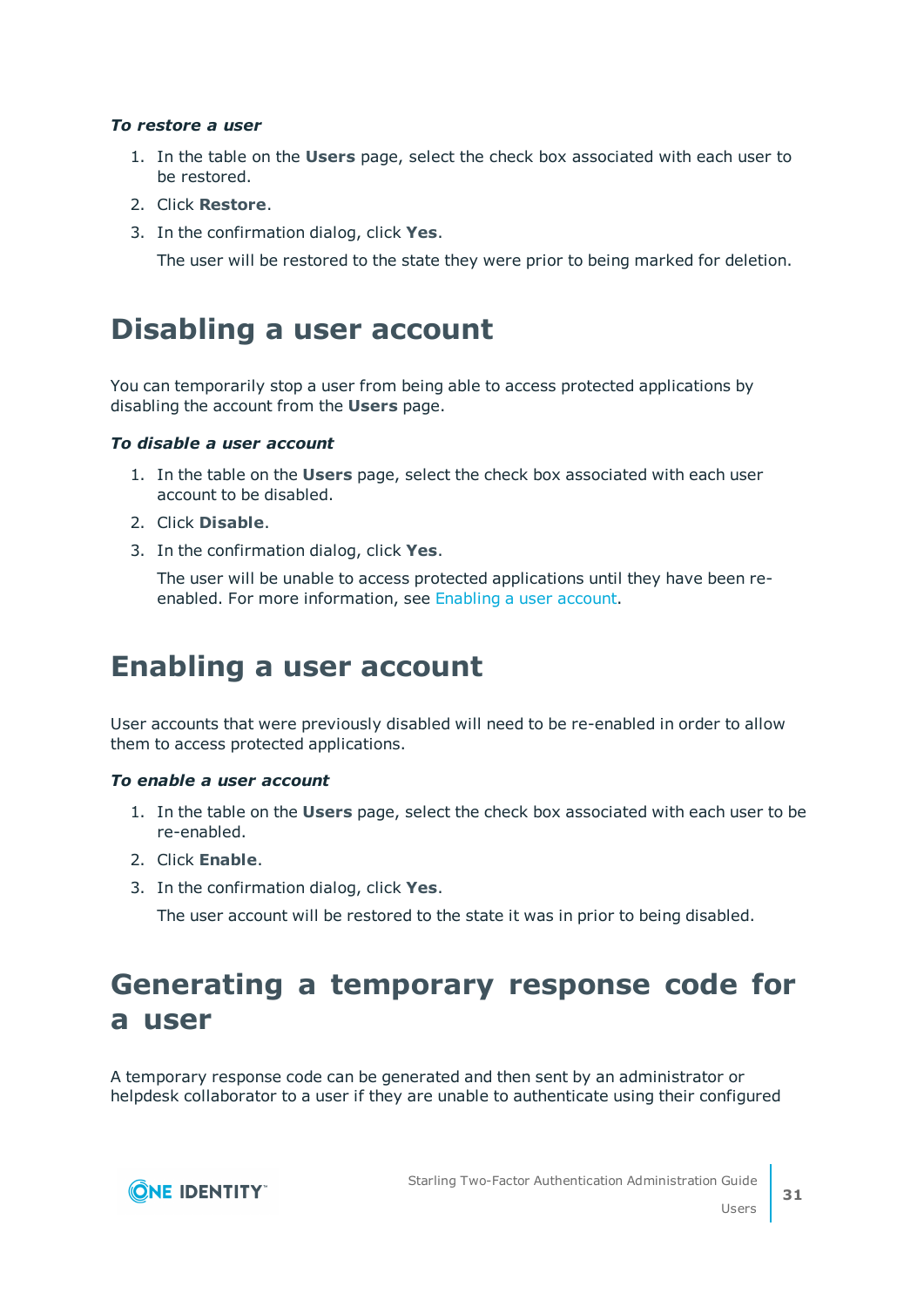***To restore a user***

1. In the table on the **Users** page, select the check box associated with each user to be restored.
2. Click **Restore**.
3. In the confirmation dialog, click **Yes**.

   The user will be restored to the state they were prior to being marked for deletion.

# Disabling a user account

You can temporarily stop a user from being able to access protected applications by disabling the account from the **Users** page.

***To disable a user account***

1. In the table on the **Users** page, select the check box associated with each user account to be disabled.
2. Click **Disable**.
3. In the confirmation dialog, click **Yes**.

   The user will be unable to access protected applications until they have been re-enabled. For more information, see Enabling a user account.

# Enabling a user account

User accounts that were previously disabled will need to be re-enabled in order to allow them to access protected applications.

***To enable a user account***

1. In the table on the **Users** page, select the check box associated with each user to be re-enabled.
2. Click **Enable**.
3. In the confirmation dialog, click **Yes**.

   The user account will be restored to the state it was in prior to being disabled.

# Generating a temporary response code for a user

A temporary response code can be generated and then sent by an administrator or helpdesk collaborator to a user if they are unable to authenticate using their configured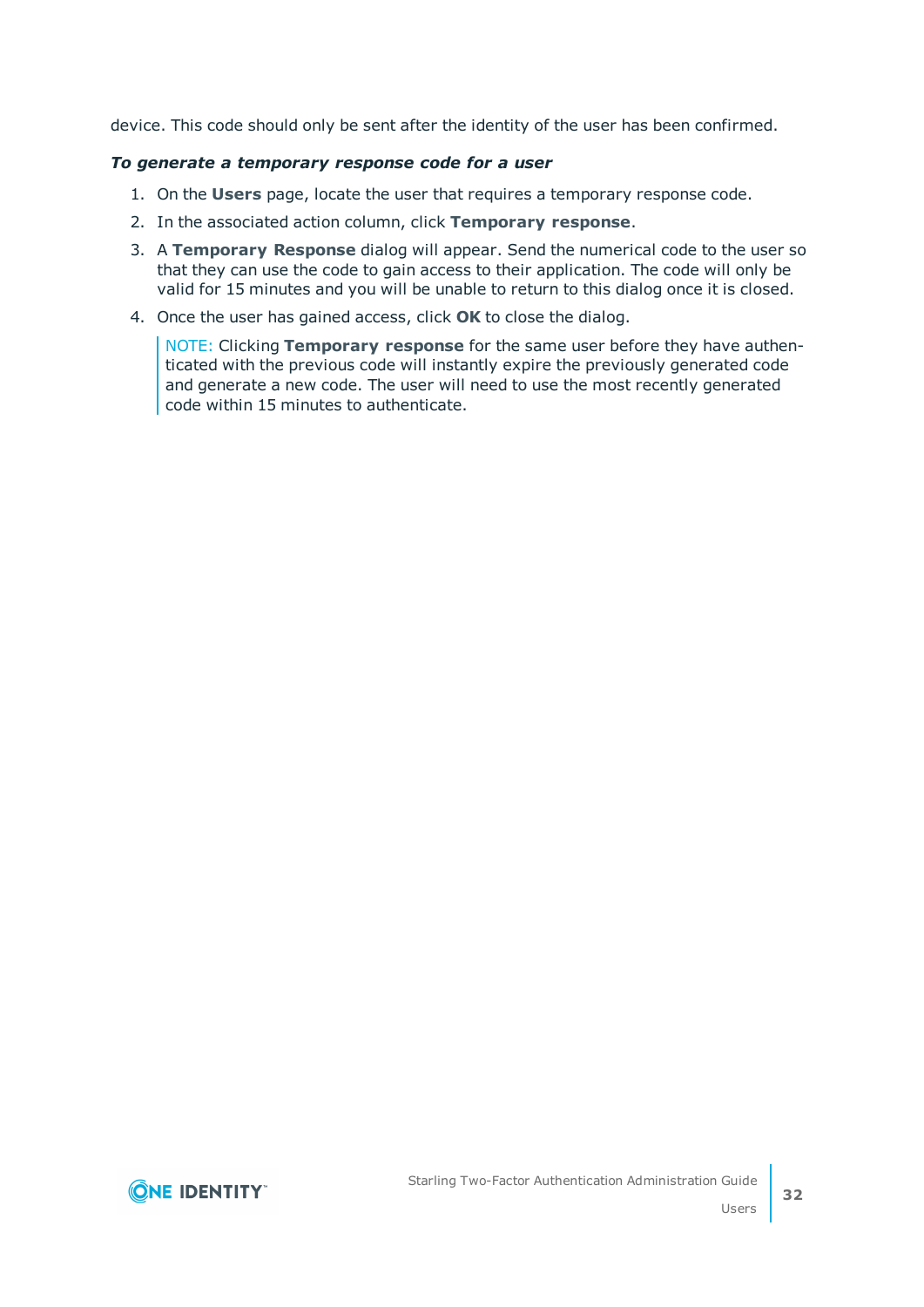device. This code should only be sent after the identity of the user has been confirmed.

***To generate a temporary response code for a user***

1. On the **Users** page, locate the user that requires a temporary response code.
2. In the associated action column, click **Temporary response**.
3. A **Temporary Response** dialog will appear. Send the numerical code to the user so that they can use the code to gain access to their application. The code will only be valid for 15 minutes and you will be unable to return to this dialog once it is closed.
4. Once the user has gained access, click **OK** to close the dialog.

   NOTE: Clicking **Temporary response** for the same user before they have authenticated with the previous code will instantly expire the previously generated code and generate a new code. The user will need to use the most recently generated code within 15 minutes to authenticate.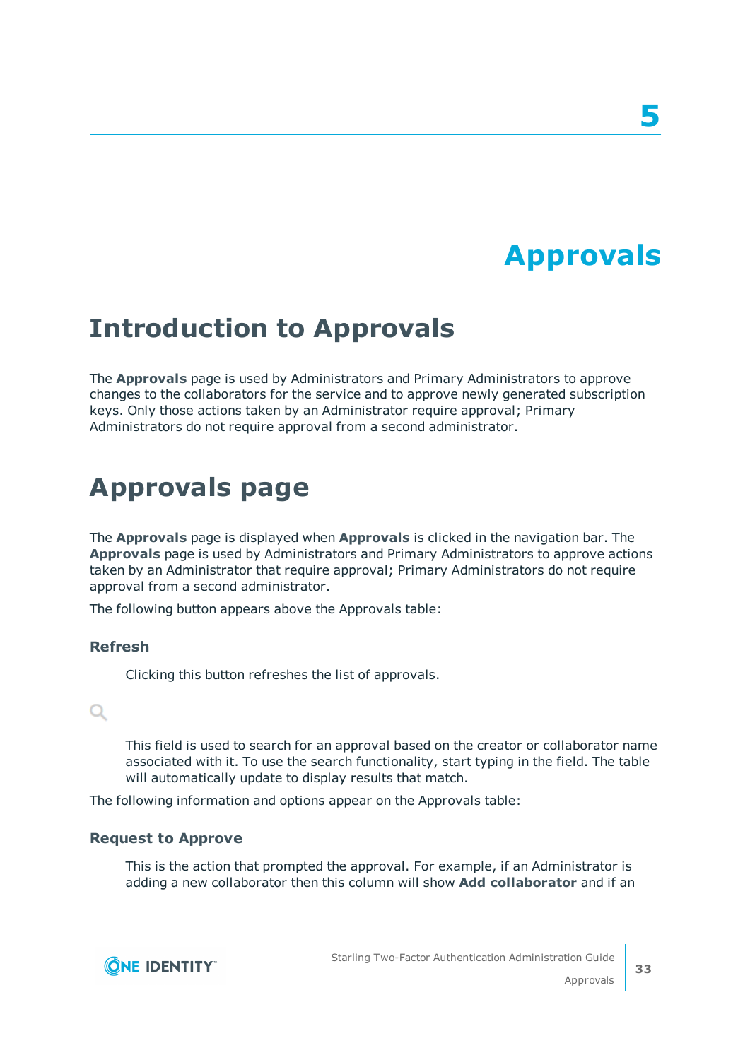# 5 Approvals

## Introduction to Approvals

The **Approvals** page is used by Administrators and Primary Administrators to approve changes to the collaborators for the service and to approve newly generated subscription keys. Only those actions taken by an Administrator require approval; Primary Administrators do not require approval from a second administrator.

## Approvals page

The **Approvals** page is displayed when **Approvals** is clicked in the navigation bar. The **Approvals** page is used by Administrators and Primary Administrators to approve actions taken by an Administrator that require approval; Primary Administrators do not require approval from a second administrator.

The following button appears above the Approvals table:

### Refresh

Clicking this button refreshes the list of approvals.

This field is used to search for an approval based on the creator or collaborator name associated with it. To use the search functionality, start typing in the field. The table will automatically update to display results that match.

The following information and options appear on the Approvals table:

### Request to Approve

This is the action that prompted the approval. For example, if an Administrator is adding a new collaborator then this column will show **Add collaborator** and if an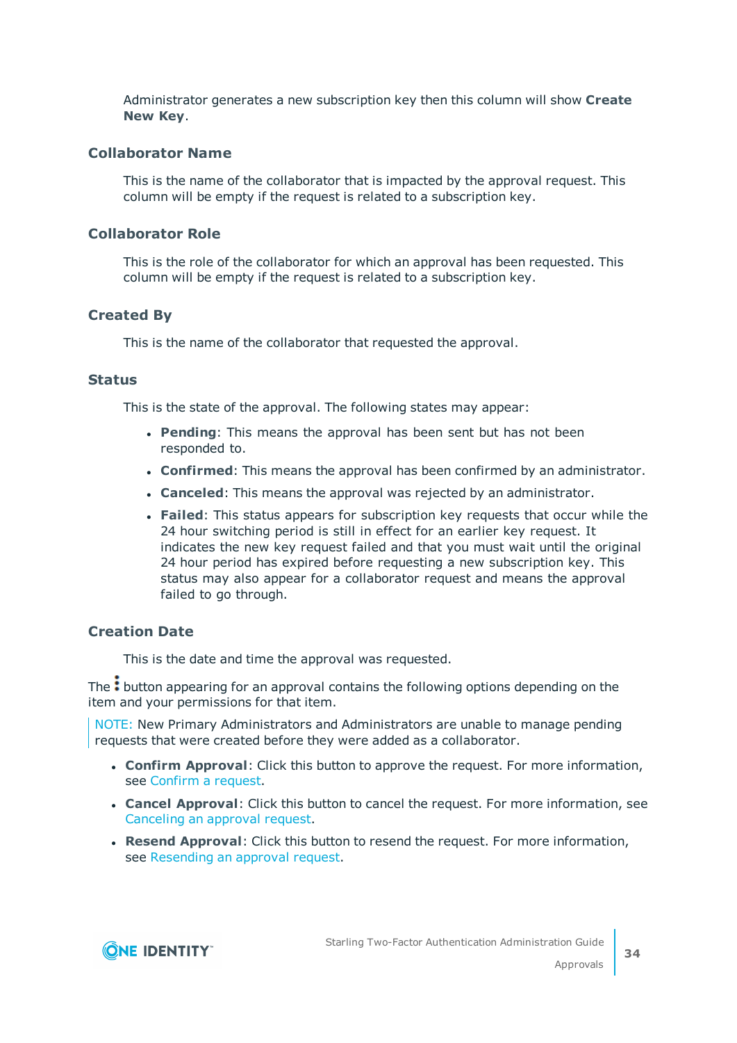Administrator generates a new subscription key then this column will show **Create New Key**.

### Collaborator Name

This is the name of the collaborator that is impacted by the approval request. This column will be empty if the request is related to a subscription key.

### Collaborator Role

This is the role of the collaborator for which an approval has been requested. This column will be empty if the request is related to a subscription key.

### Created By

This is the name of the collaborator that requested the approval.

### Status

This is the state of the approval. The following states may appear:

- **Pending**: This means the approval has been sent but has not been responded to.
- **Confirmed**: This means the approval has been confirmed by an administrator.
- **Canceled**: This means the approval was rejected by an administrator.
- **Failed**: This status appears for subscription key requests that occur while the 24 hour switching period is still in effect for an earlier key request. It indicates the new key request failed and that you must wait until the original 24 hour period has expired before requesting a new subscription key. This status may also appear for a collaborator request and means the approval failed to go through.

### Creation Date

This is the date and time the approval was requested.

The ⋮ button appearing for an approval contains the following options depending on the item and your permissions for that item.

NOTE: New Primary Administrators and Administrators are unable to manage pending requests that were created before they were added as a collaborator.

- **Confirm Approval**: Click this button to approve the request. For more information, see Confirm a request.
- **Cancel Approval**: Click this button to cancel the request. For more information, see Canceling an approval request.
- **Resend Approval**: Click this button to resend the request. For more information, see Resending an approval request.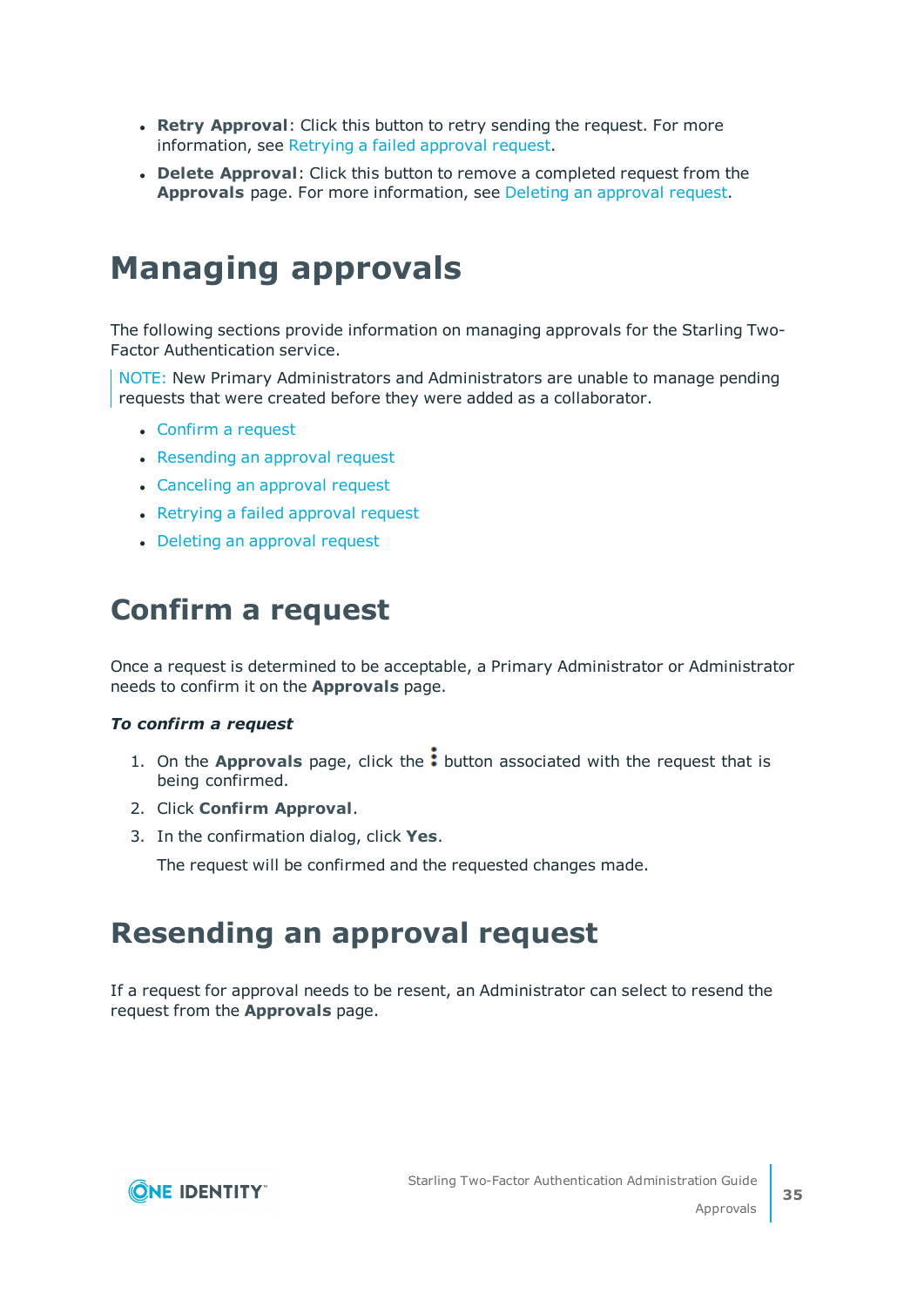- **Retry Approval**: Click this button to retry sending the request. For more information, see Retrying a failed approval request.
- **Delete Approval**: Click this button to remove a completed request from the **Approvals** page. For more information, see Deleting an approval request.

# Managing approvals

The following sections provide information on managing approvals for the Starling Two-Factor Authentication service.

> NOTE: New Primary Administrators and Administrators are unable to manage pending requests that were created before they were added as a collaborator.

- Confirm a request
- Resending an approval request
- Canceling an approval request
- Retrying a failed approval request
- Deleting an approval request

## Confirm a request

Once a request is determined to be acceptable, a Primary Administrator or Administrator needs to confirm it on the **Approvals** page.

***To confirm a request***

1. On the **Approvals** page, click the ⋮ button associated with the request that is being confirmed.
2. Click **Confirm Approval**.
3. In the confirmation dialog, click **Yes**.

   The request will be confirmed and the requested changes made.

## Resending an approval request

If a request for approval needs to be resent, an Administrator can select to resend the request from the **Approvals** page.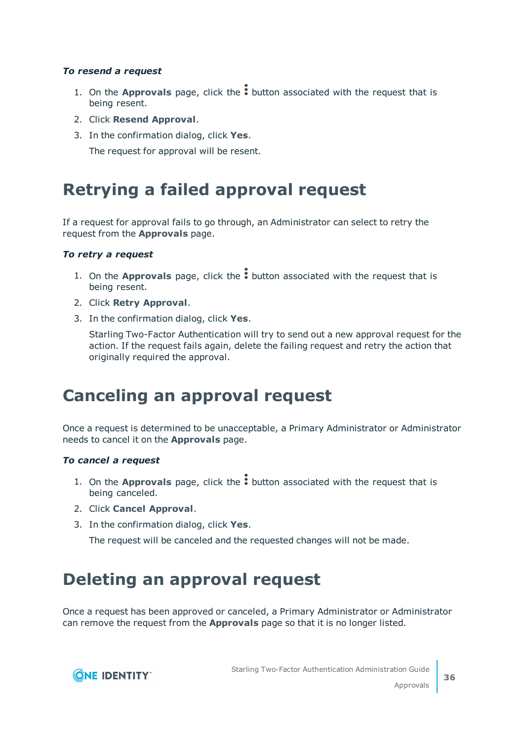*To resend a request*

1. On the **Approvals** page, click the ⋮ button associated with the request that is being resent.
2. Click **Resend Approval**.
3. In the confirmation dialog, click **Yes**.

   The request for approval will be resent.

# Retrying a failed approval request

If a request for approval fails to go through, an Administrator can select to retry the request from the **Approvals** page.

*To retry a request*

1. On the **Approvals** page, click the ⋮ button associated with the request that is being resent.
2. Click **Retry Approval**.
3. In the confirmation dialog, click **Yes**.

   Starling Two-Factor Authentication will try to send out a new approval request for the action. If the request fails again, delete the failing request and retry the action that originally required the approval.

# Canceling an approval request

Once a request is determined to be unacceptable, a Primary Administrator or Administrator needs to cancel it on the **Approvals** page.

*To cancel a request*

1. On the **Approvals** page, click the ⋮ button associated with the request that is being canceled.
2. Click **Cancel Approval**.
3. In the confirmation dialog, click **Yes**.

   The request will be canceled and the requested changes will not be made.

# Deleting an approval request

Once a request has been approved or canceled, a Primary Administrator or Administrator can remove the request from the **Approvals** page so that it is no longer listed.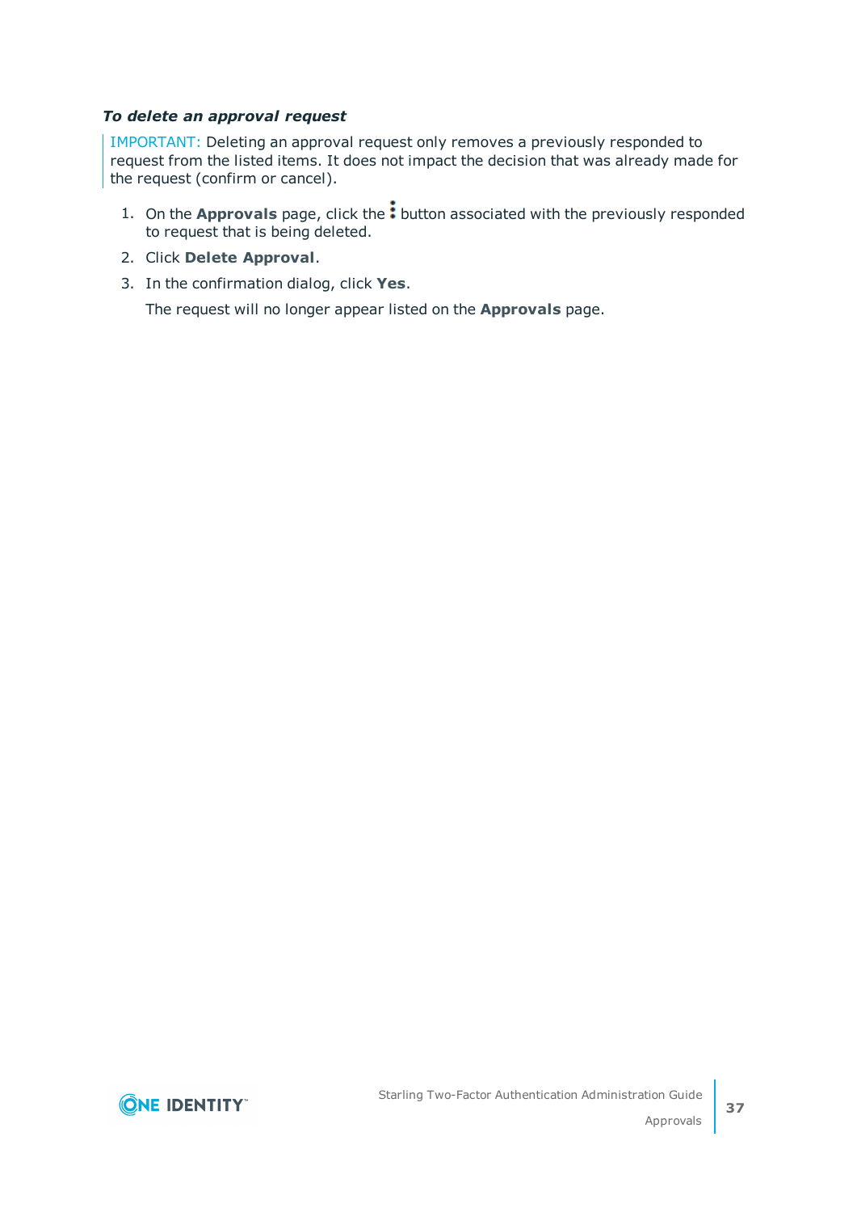***To delete an approval request***

> IMPORTANT: Deleting an approval request only removes a previously responded to request from the listed items. It does not impact the decision that was already made for the request (confirm or cancel).

1. On the **Approvals** page, click the ⋮ button associated with the previously responded to request that is being deleted.
2. Click **Delete Approval**.
3. In the confirmation dialog, click **Yes**.

   The request will no longer appear listed on the **Approvals** page.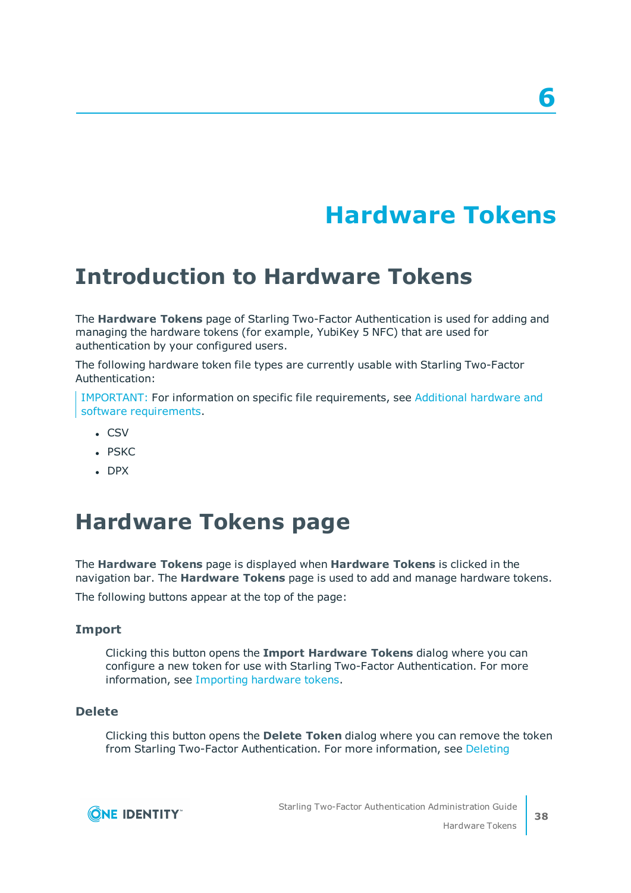# 6 Hardware Tokens

## Introduction to Hardware Tokens

The **Hardware Tokens** page of Starling Two-Factor Authentication is used for adding and managing the hardware tokens (for example, YubiKey 5 NFC) that are used for authentication by your configured users.

The following hardware token file types are currently usable with Starling Two-Factor Authentication:

> IMPORTANT: For information on specific file requirements, see Additional hardware and software requirements.

- CSV
- PSKC
- DPX

## Hardware Tokens page

The **Hardware Tokens** page is displayed when **Hardware Tokens** is clicked in the navigation bar. The **Hardware Tokens** page is used to add and manage hardware tokens.

The following buttons appear at the top of the page:

### Import

Clicking this button opens the **Import Hardware Tokens** dialog where you can configure a new token for use with Starling Two-Factor Authentication. For more information, see Importing hardware tokens.

### Delete

Clicking this button opens the **Delete Token** dialog where you can remove the token from Starling Two-Factor Authentication. For more information, see Deleting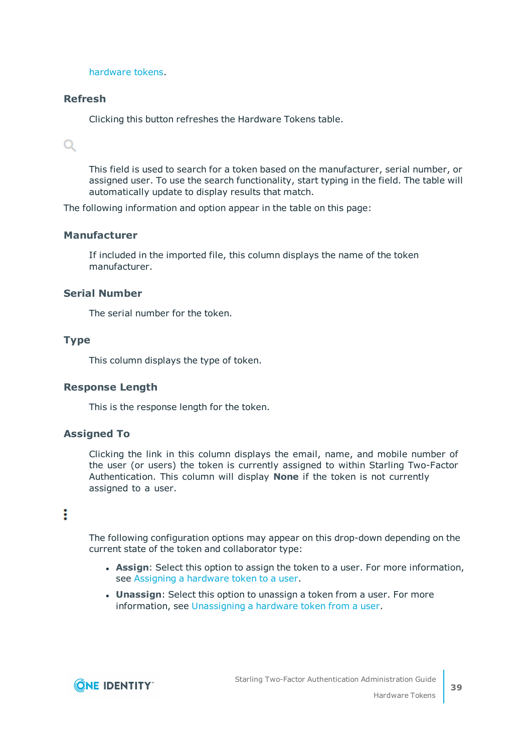hardware tokens.

### Refresh

Clicking this button refreshes the Hardware Tokens table.

This field is used to search for a token based on the manufacturer, serial number, or assigned user. To use the search functionality, start typing in the field. The table will automatically update to display results that match.

The following information and option appear in the table on this page:

### Manufacturer

If included in the imported file, this column displays the name of the token manufacturer.

### Serial Number

The serial number for the token.

### Type

This column displays the type of token.

### Response Length

This is the response length for the token.

### Assigned To

Clicking the link in this column displays the email, name, and mobile number of the user (or users) the token is currently assigned to within Starling Two-Factor Authentication. This column will display **None** if the token is not currently assigned to a user.

The following configuration options may appear on this drop-down depending on the current state of the token and collaborator type:

- **Assign**: Select this option to assign the token to a user. For more information, see Assigning a hardware token to a user.
- **Unassign**: Select this option to unassign a token from a user. For more information, see Unassigning a hardware token from a user.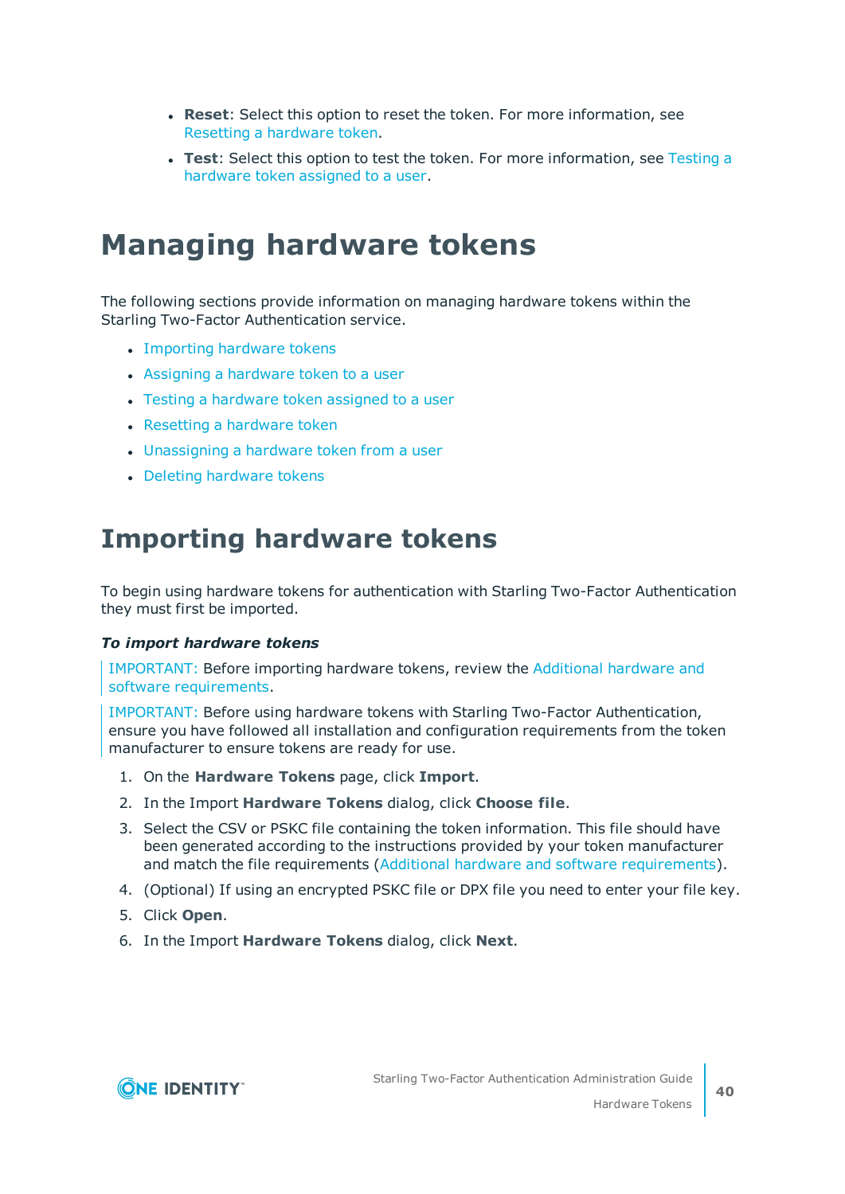- **Reset**: Select this option to reset the token. For more information, see Resetting a hardware token.
- **Test**: Select this option to test the token. For more information, see Testing a hardware token assigned to a user.

# Managing hardware tokens

The following sections provide information on managing hardware tokens within the Starling Two-Factor Authentication service.

- Importing hardware tokens
- Assigning a hardware token to a user
- Testing a hardware token assigned to a user
- Resetting a hardware token
- Unassigning a hardware token from a user
- Deleting hardware tokens

# Importing hardware tokens

To begin using hardware tokens for authentication with Starling Two-Factor Authentication they must first be imported.

***To import hardware tokens***

> IMPORTANT: Before importing hardware tokens, review the Additional hardware and software requirements.

> IMPORTANT: Before using hardware tokens with Starling Two-Factor Authentication, ensure you have followed all installation and configuration requirements from the token manufacturer to ensure tokens are ready for use.

1. On the **Hardware Tokens** page, click **Import**.
2. In the Import **Hardware Tokens** dialog, click **Choose file**.
3. Select the CSV or PSKC file containing the token information. This file should have been generated according to the instructions provided by your token manufacturer and match the file requirements (Additional hardware and software requirements).
4. (Optional) If using an encrypted PSKC file or DPX file you need to enter your file key.
5. Click **Open**.
6. In the Import **Hardware Tokens** dialog, click **Next**.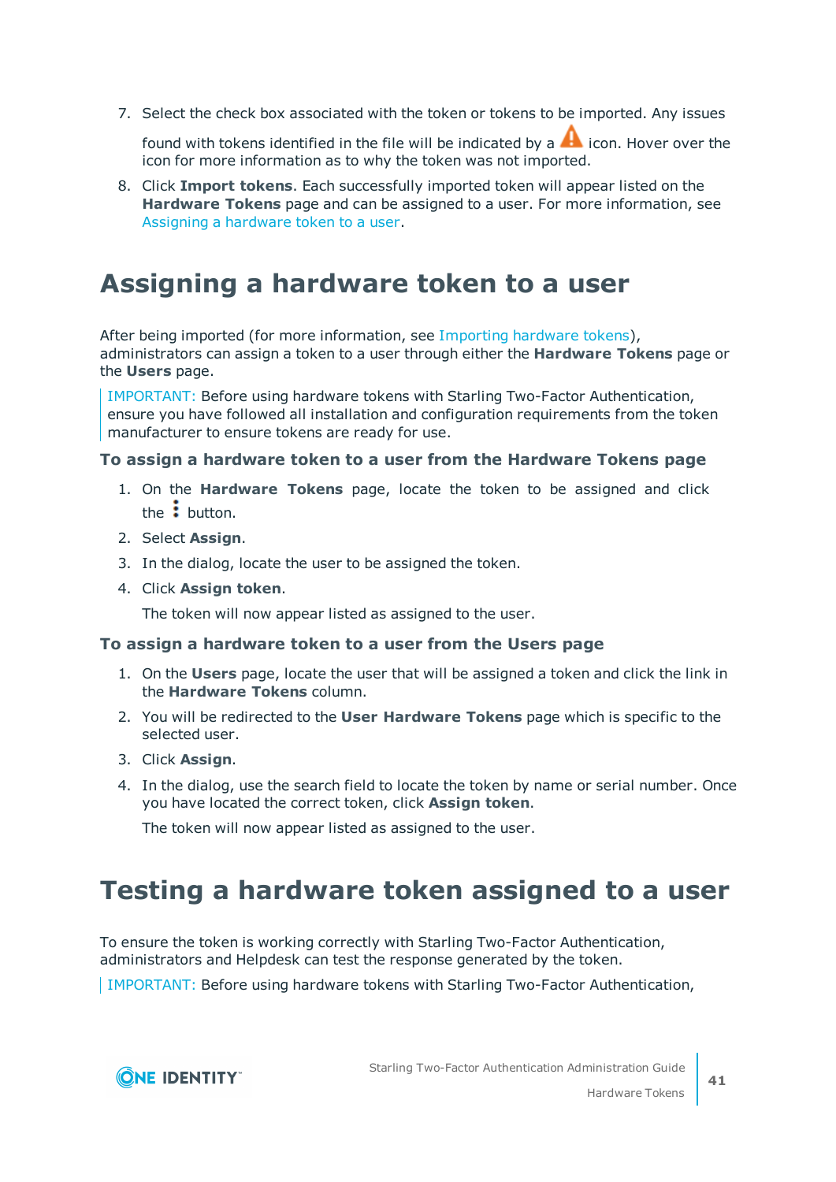7. Select the check box associated with the token or tokens to be imported. Any issues found with tokens identified in the file will be indicated by a ⚠ icon. Hover over the icon for more information as to why the token was not imported.
8. Click **Import tokens**. Each successfully imported token will appear listed on the **Hardware Tokens** page and can be assigned to a user. For more information, see Assigning a hardware token to a user.

# Assigning a hardware token to a user

After being imported (for more information, see Importing hardware tokens), administrators can assign a token to a user through either the **Hardware Tokens** page or the **Users** page.

IMPORTANT: Before using hardware tokens with Starling Two-Factor Authentication, ensure you have followed all installation and configuration requirements from the token manufacturer to ensure tokens are ready for use.

### To assign a hardware token to a user from the Hardware Tokens page

1. On the **Hardware Tokens** page, locate the token to be assigned and click the ⋮ button.
2. Select **Assign**.
3. In the dialog, locate the user to be assigned the token.
4. Click **Assign token**.

   The token will now appear listed as assigned to the user.

### To assign a hardware token to a user from the Users page

1. On the **Users** page, locate the user that will be assigned a token and click the link in the **Hardware Tokens** column.
2. You will be redirected to the **User Hardware Tokens** page which is specific to the selected user.
3. Click **Assign**.
4. In the dialog, use the search field to locate the token by name or serial number. Once you have located the correct token, click **Assign token**.

   The token will now appear listed as assigned to the user.

# Testing a hardware token assigned to a user

To ensure the token is working correctly with Starling Two-Factor Authentication, administrators and Helpdesk can test the response generated by the token.

IMPORTANT: Before using hardware tokens with Starling Two-Factor Authentication,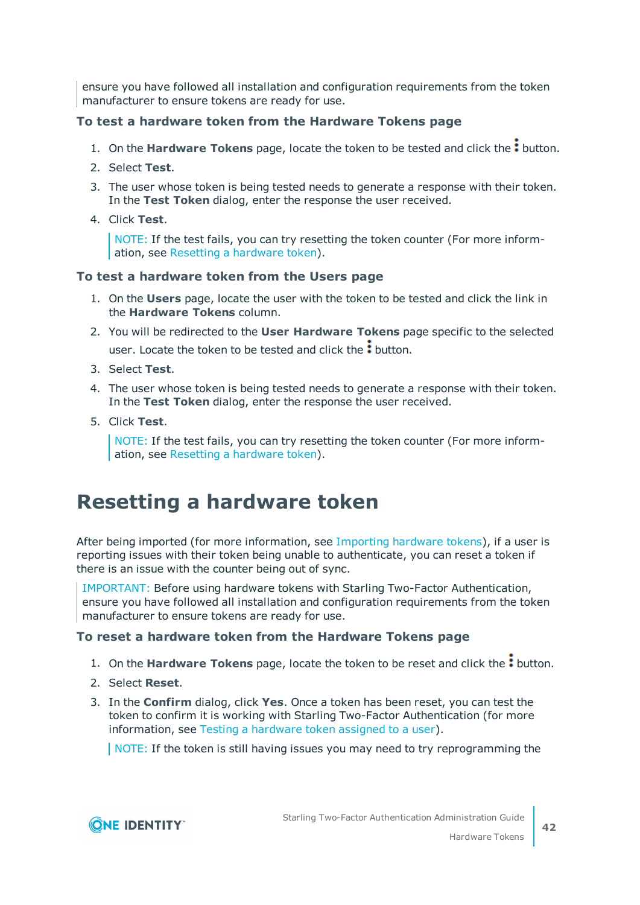ensure you have followed all installation and configuration requirements from the token manufacturer to ensure tokens are ready for use.

### To test a hardware token from the Hardware Tokens page

1. On the **Hardware Tokens** page, locate the token to be tested and click the ⋮ button.
2. Select **Test**.
3. The user whose token is being tested needs to generate a response with their token. In the **Test Token** dialog, enter the response the user received.
4. Click **Test**.

   NOTE: If the test fails, you can try resetting the token counter (For more information, see Resetting a hardware token).

### To test a hardware token from the Users page

1. On the **Users** page, locate the user with the token to be tested and click the link in the **Hardware Tokens** column.
2. You will be redirected to the **User Hardware Tokens** page specific to the selected user. Locate the token to be tested and click the ⋮ button.
3. Select **Test**.
4. The user whose token is being tested needs to generate a response with their token. In the **Test Token** dialog, enter the response the user received.
5. Click **Test**.

   NOTE: If the test fails, you can try resetting the token counter (For more information, see Resetting a hardware token).

# Resetting a hardware token

After being imported (for more information, see Importing hardware tokens), if a user is reporting issues with their token being unable to authenticate, you can reset a token if there is an issue with the counter being out of sync.

IMPORTANT: Before using hardware tokens with Starling Two-Factor Authentication, ensure you have followed all installation and configuration requirements from the token manufacturer to ensure tokens are ready for use.

### To reset a hardware token from the Hardware Tokens page

1. On the **Hardware Tokens** page, locate the token to be reset and click the ⋮ button.
2. Select **Reset**.
3. In the **Confirm** dialog, click **Yes**. Once a token has been reset, you can test the token to confirm it is working with Starling Two-Factor Authentication (for more information, see Testing a hardware token assigned to a user).

   NOTE: If the token is still having issues you may need to try reprogramming the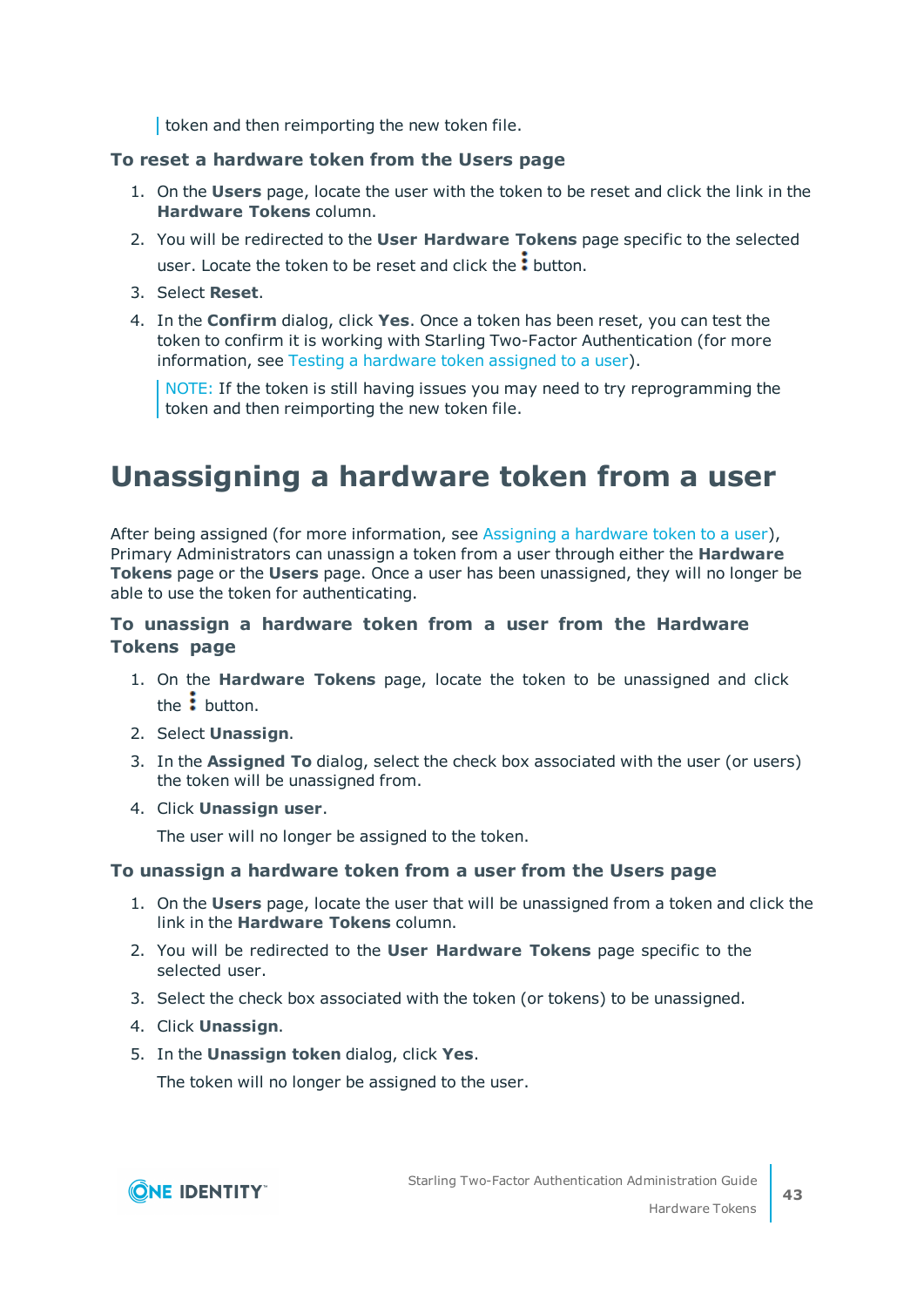token and then reimporting the new token file.

### To reset a hardware token from the Users page

1. On the **Users** page, locate the user with the token to be reset and click the link in the **Hardware Tokens** column.
2. You will be redirected to the **User Hardware Tokens** page specific to the selected user. Locate the token to be reset and click the ⋮ button.
3. Select **Reset**.
4. In the **Confirm** dialog, click **Yes**. Once a token has been reset, you can test the token to confirm it is working with Starling Two-Factor Authentication (for more information, see Testing a hardware token assigned to a user).

   NOTE: If the token is still having issues you may need to try reprogramming the token and then reimporting the new token file.

## Unassigning a hardware token from a user

After being assigned (for more information, see Assigning a hardware token to a user), Primary Administrators can unassign a token from a user through either the **Hardware Tokens** page or the **Users** page. Once a user has been unassigned, they will no longer be able to use the token for authenticating.

### To unassign a hardware token from a user from the Hardware Tokens page

1. On the **Hardware Tokens** page, locate the token to be unassigned and click the ⋮ button.
2. Select **Unassign**.
3. In the **Assigned To** dialog, select the check box associated with the user (or users) the token will be unassigned from.
4. Click **Unassign user**.

   The user will no longer be assigned to the token.

### To unassign a hardware token from a user from the Users page

1. On the **Users** page, locate the user that will be unassigned from a token and click the link in the **Hardware Tokens** column.
2. You will be redirected to the **User Hardware Tokens** page specific to the selected user.
3. Select the check box associated with the token (or tokens) to be unassigned.
4. Click **Unassign**.
5. In the **Unassign token** dialog, click **Yes**.

   The token will no longer be assigned to the user.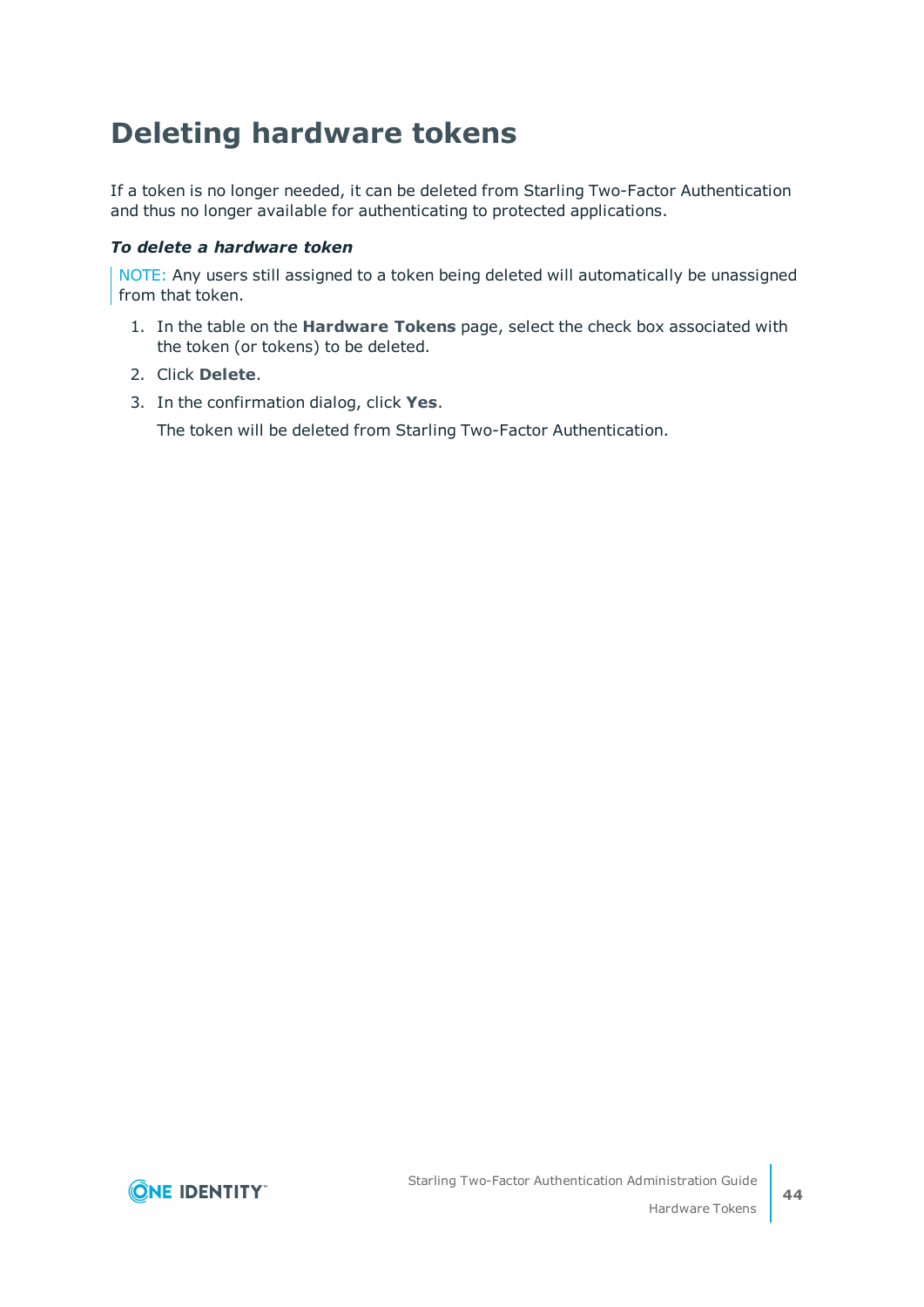# Deleting hardware tokens

If a token is no longer needed, it can be deleted from Starling Two-Factor Authentication and thus no longer available for authenticating to protected applications.

***To delete a hardware token***

> NOTE: Any users still assigned to a token being deleted will automatically be unassigned from that token.

1. In the table on the **Hardware Tokens** page, select the check box associated with the token (or tokens) to be deleted.
2. Click **Delete**.
3. In the confirmation dialog, click **Yes**.

   The token will be deleted from Starling Two-Factor Authentication.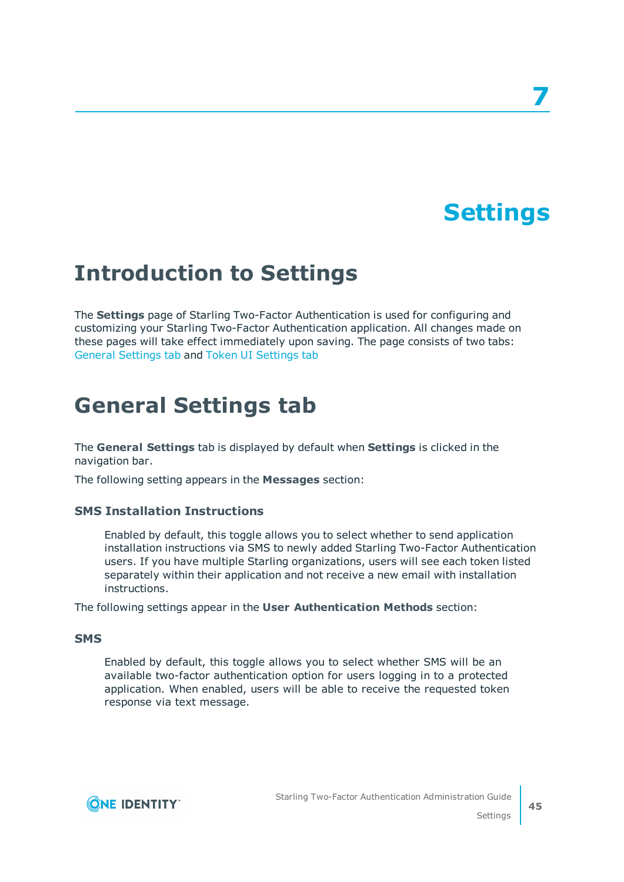# 7

# Settings

## Introduction to Settings

The **Settings** page of Starling Two-Factor Authentication is used for configuring and customizing your Starling Two-Factor Authentication application. All changes made on these pages will take effect immediately upon saving. The page consists of two tabs: General Settings tab and Token UI Settings tab

## General Settings tab

The **General Settings** tab is displayed by default when **Settings** is clicked in the navigation bar.

The following setting appears in the **Messages** section:

### SMS Installation Instructions

Enabled by default, this toggle allows you to select whether to send application installation instructions via SMS to newly added Starling Two-Factor Authentication users. If you have multiple Starling organizations, users will see each token listed separately within their application and not receive a new email with installation instructions.

The following settings appear in the **User Authentication Methods** section:

### SMS

Enabled by default, this toggle allows you to select whether SMS will be an available two-factor authentication option for users logging in to a protected application. When enabled, users will be able to receive the requested token response via text message.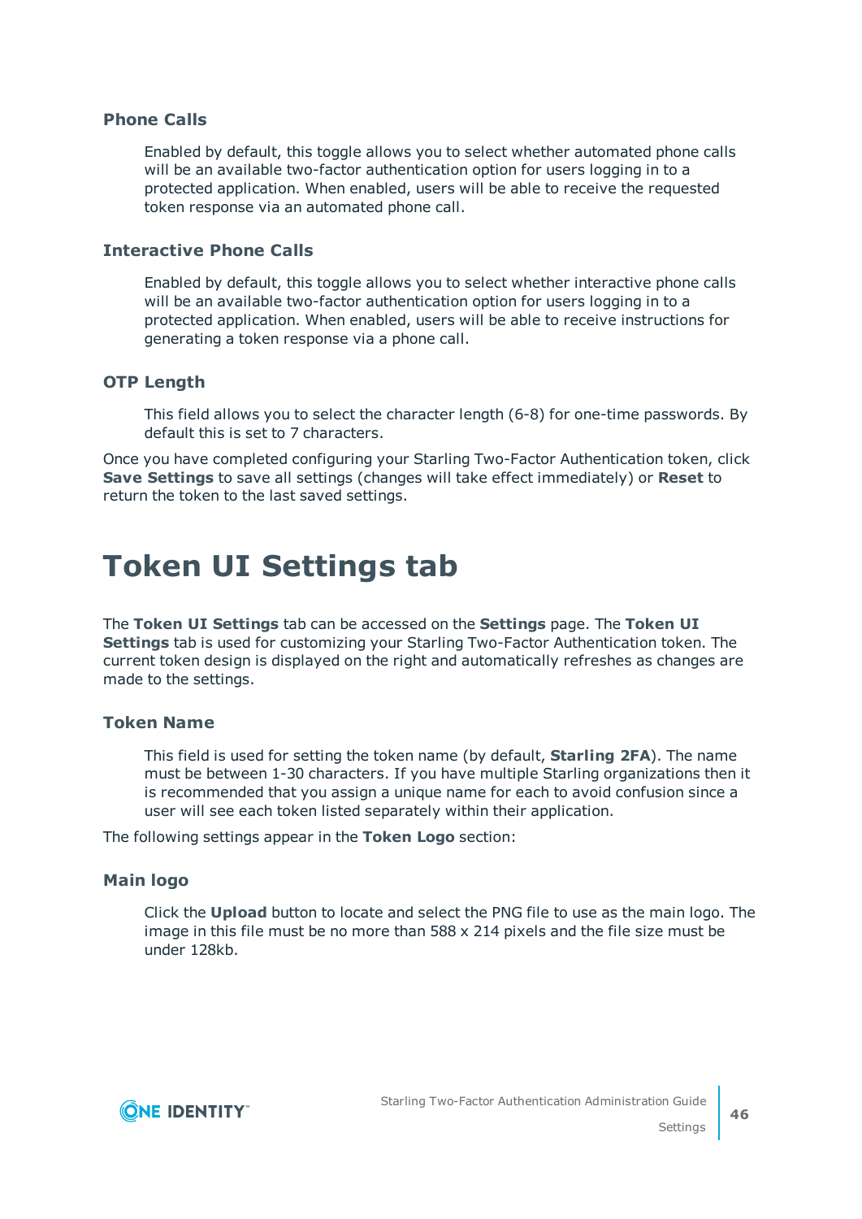### Phone Calls

Enabled by default, this toggle allows you to select whether automated phone calls will be an available two-factor authentication option for users logging in to a protected application. When enabled, users will be able to receive the requested token response via an automated phone call.

### Interactive Phone Calls

Enabled by default, this toggle allows you to select whether interactive phone calls will be an available two-factor authentication option for users logging in to a protected application. When enabled, users will be able to receive instructions for generating a token response via a phone call.

### OTP Length

This field allows you to select the character length (6-8) for one-time passwords. By default this is set to 7 characters.

Once you have completed configuring your Starling Two-Factor Authentication token, click **Save Settings** to save all settings (changes will take effect immediately) or **Reset** to return the token to the last saved settings.

# Token UI Settings tab

The **Token UI Settings** tab can be accessed on the **Settings** page. The **Token UI Settings** tab is used for customizing your Starling Two-Factor Authentication token. The current token design is displayed on the right and automatically refreshes as changes are made to the settings.

### Token Name

This field is used for setting the token name (by default, **Starling 2FA**). The name must be between 1-30 characters. If you have multiple Starling organizations then it is recommended that you assign a unique name for each to avoid confusion since a user will see each token listed separately within their application.

The following settings appear in the **Token Logo** section:

### Main logo

Click the **Upload** button to locate and select the PNG file to use as the main logo. The image in this file must be no more than 588 x 214 pixels and the file size must be under 128kb.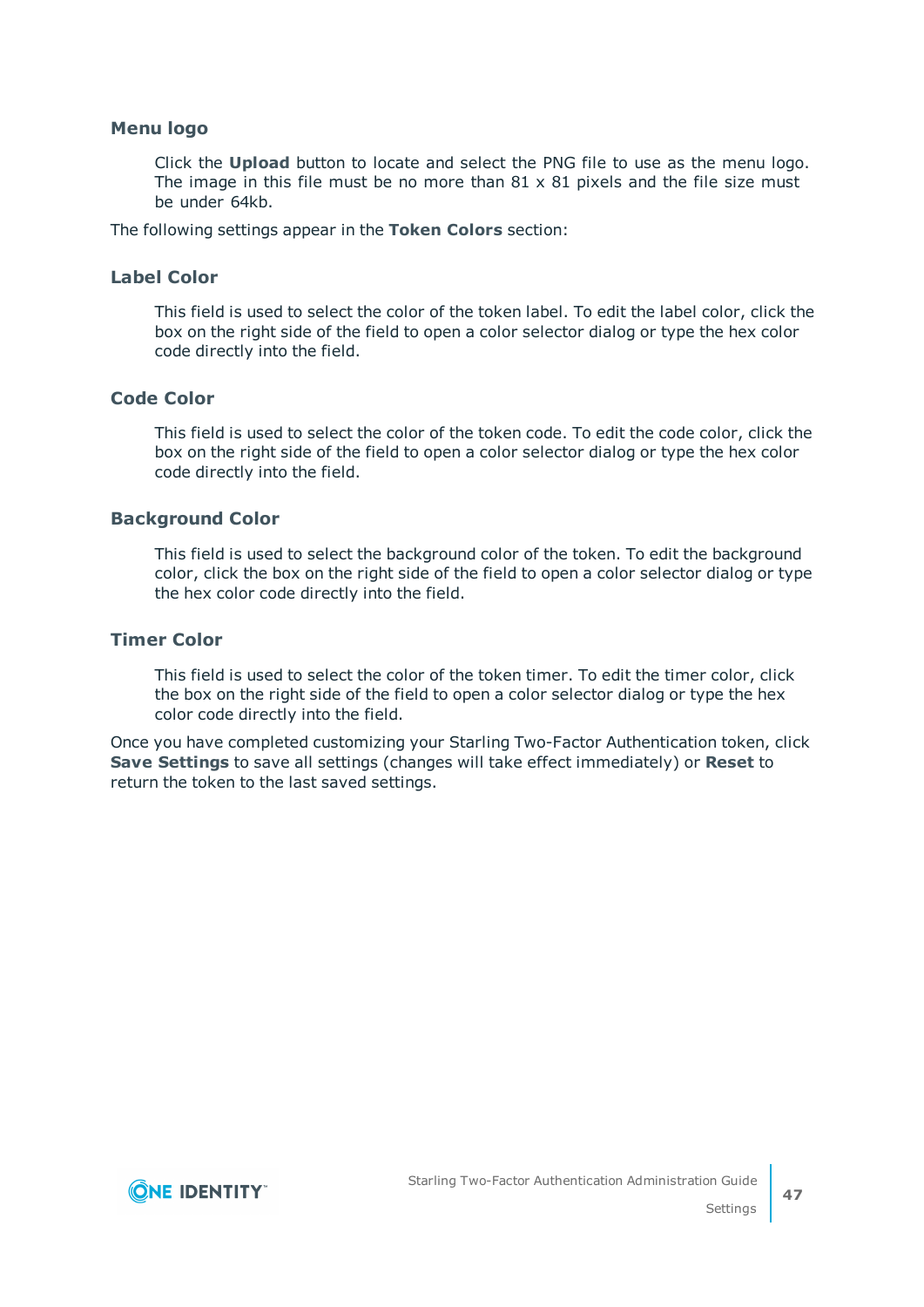### Menu logo

Click the **Upload** button to locate and select the PNG file to use as the menu logo. The image in this file must be no more than 81 x 81 pixels and the file size must be under 64kb.

The following settings appear in the **Token Colors** section:

### Label Color

This field is used to select the color of the token label. To edit the label color, click the box on the right side of the field to open a color selector dialog or type the hex color code directly into the field.

### Code Color

This field is used to select the color of the token code. To edit the code color, click the box on the right side of the field to open a color selector dialog or type the hex color code directly into the field.

### Background Color

This field is used to select the background color of the token. To edit the background color, click the box on the right side of the field to open a color selector dialog or type the hex color code directly into the field.

### Timer Color

This field is used to select the color of the token timer. To edit the timer color, click the box on the right side of the field to open a color selector dialog or type the hex color code directly into the field.

Once you have completed customizing your Starling Two-Factor Authentication token, click **Save Settings** to save all settings (changes will take effect immediately) or **Reset** to return the token to the last saved settings.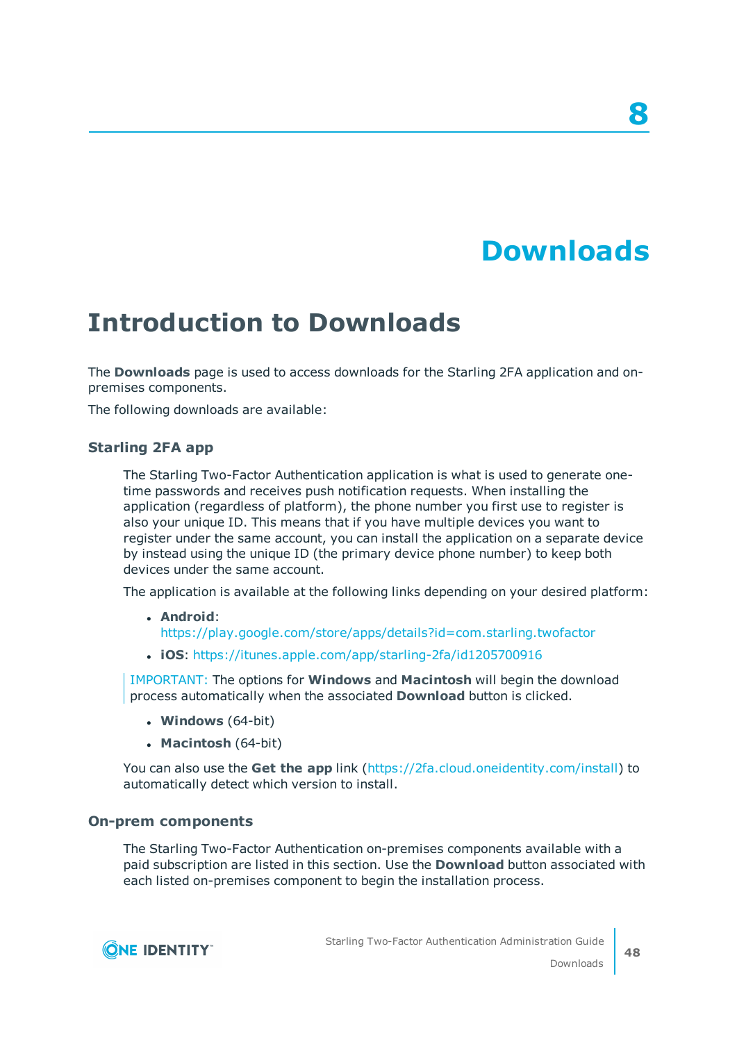# 8

# Downloads

## Introduction to Downloads

The **Downloads** page is used to access downloads for the Starling 2FA application and on-premises components.

The following downloads are available:

### Starling 2FA app

The Starling Two-Factor Authentication application is what is used to generate one-time passwords and receives push notification requests. When installing the application (regardless of platform), the phone number you first use to register is also your unique ID. This means that if you have multiple devices you want to register under the same account, you can install the application on a separate device by instead using the unique ID (the primary device phone number) to keep both devices under the same account.

The application is available at the following links depending on your desired platform:

- **Android**: https://play.google.com/store/apps/details?id=com.starling.twofactor
- **iOS**: https://itunes.apple.com/app/starling-2fa/id1205700916

IMPORTANT: The options for **Windows** and **Macintosh** will begin the download process automatically when the associated **Download** button is clicked.

- **Windows** (64-bit)
- **Macintosh** (64-bit)

You can also use the **Get the app** link (https://2fa.cloud.oneidentity.com/install) to automatically detect which version to install.

### On-prem components

The Starling Two-Factor Authentication on-premises components available with a paid subscription are listed in this section. Use the **Download** button associated with each listed on-premises component to begin the installation process.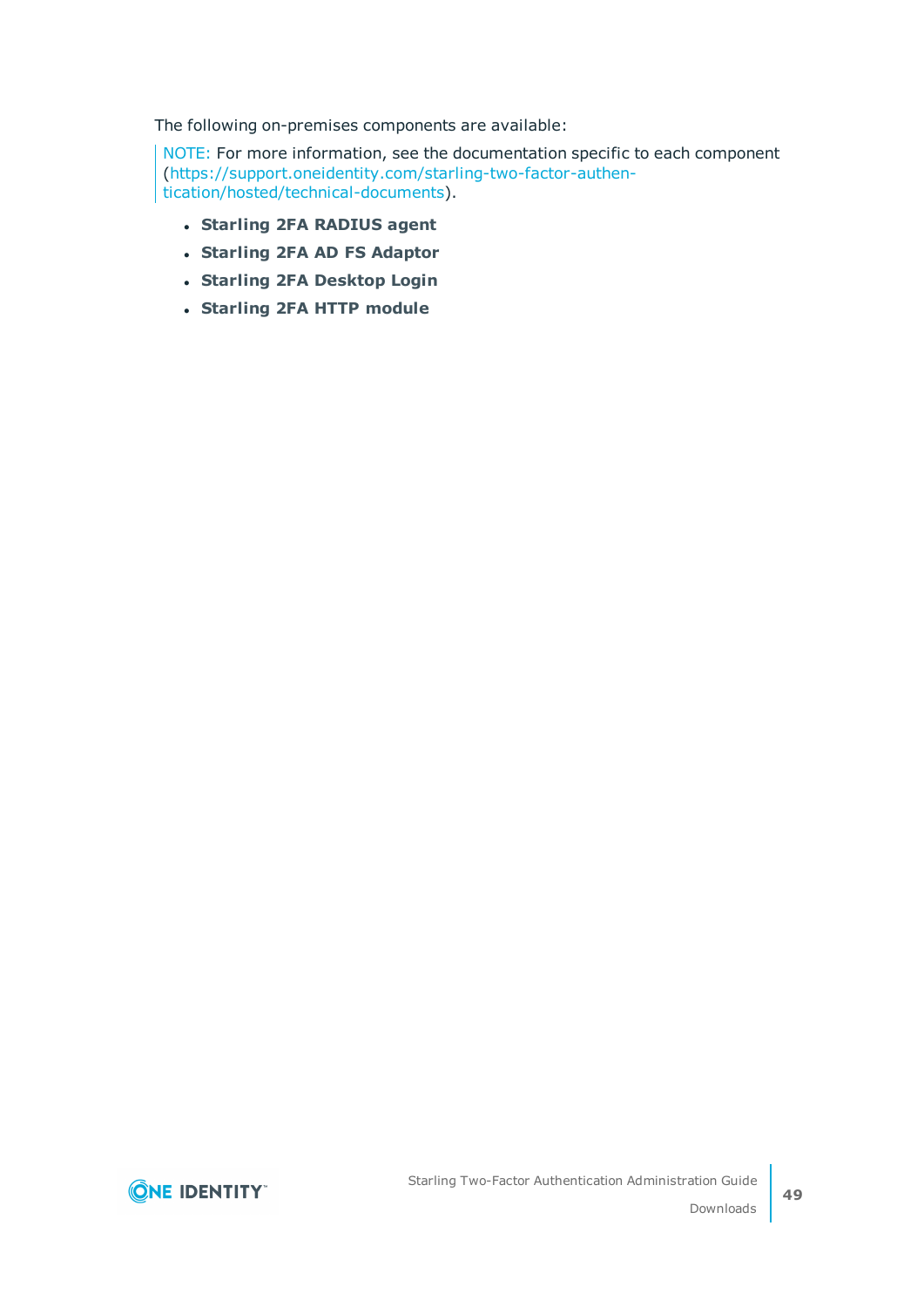The following on-premises components are available:

NOTE: For more information, see the documentation specific to each component (https://support.oneidentity.com/starling-two-factor-authentication/hosted/technical-documents).

- **Starling 2FA RADIUS agent**
- **Starling 2FA AD FS Adaptor**
- **Starling 2FA Desktop Login**
- **Starling 2FA HTTP module**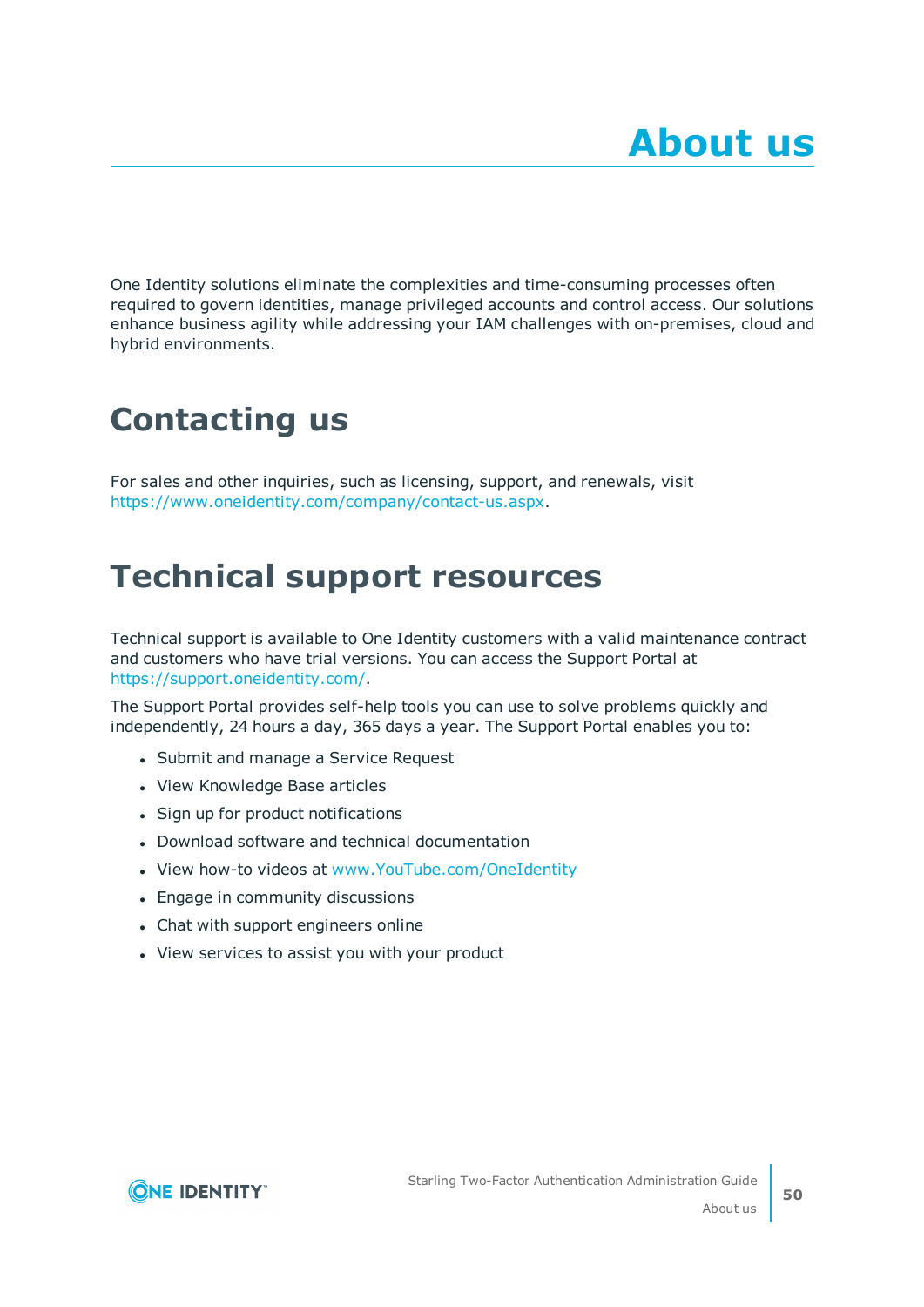# About us

One Identity solutions eliminate the complexities and time-consuming processes often required to govern identities, manage privileged accounts and control access. Our solutions enhance business agility while addressing your IAM challenges with on-premises, cloud and hybrid environments.

## Contacting us

For sales and other inquiries, such as licensing, support, and renewals, visit https://www.oneidentity.com/company/contact-us.aspx.

## Technical support resources

Technical support is available to One Identity customers with a valid maintenance contract and customers who have trial versions. You can access the Support Portal at https://support.oneidentity.com/.

The Support Portal provides self-help tools you can use to solve problems quickly and independently, 24 hours a day, 365 days a year. The Support Portal enables you to:

- Submit and manage a Service Request
- View Knowledge Base articles
- Sign up for product notifications
- Download software and technical documentation
- View how-to videos at www.YouTube.com/OneIdentity
- Engage in community discussions
- Chat with support engineers online
- View services to assist you with your product